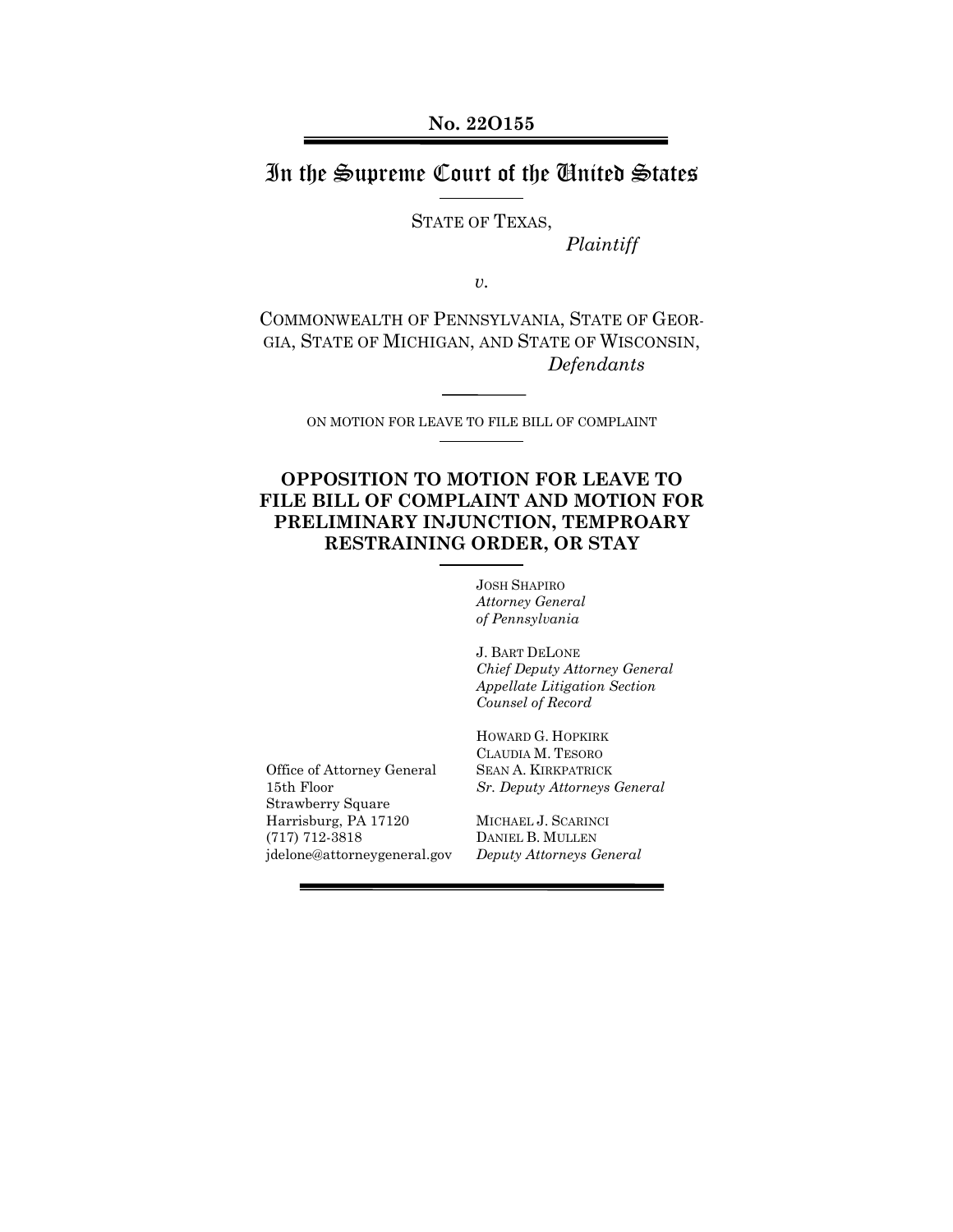**No. 22O155**

# In the Supreme Court of the United States

STATE OF TEXAS,

*Plaintiff*

*v.*

COMMONWEALTH OF PENNSYLVANIA, STATE OF GEORGIA, STATE OF MICHIGAN, AND STATE OF WISCONSIN,

*Defendants*

ON MOTION FOR LEAVE TO FILE BILL OF COMPLAINT

## OPPOSITION TO MOTION FOR LEAVE TO FILE BILL OF COMPLAINT AND MOTION FOR PRELIMINARY INJUNCTION, TEMPROARY RESTRAINING ORDER, OR STAY

JOSH SHAPIRO
*Attorney General*
*of Pennsylvania*

J. BART DELONE
*Chief Deputy Attorney General*
*Appellate Litigation Section*
*Counsel of Record*

HOWARD G. HOPKIRK
CLAUDIA M. TESORO
SEAN A. KIRKPATRICK
*Sr. Deputy Attorneys General*

MICHAEL J. SCARINCI
DANIEL B. MULLEN
*Deputy Attorneys General*

Office of Attorney General
15th Floor
Strawberry Square
Harrisburg, PA 17120
(717) 712-3818
jdelone@attorneygeneral.gov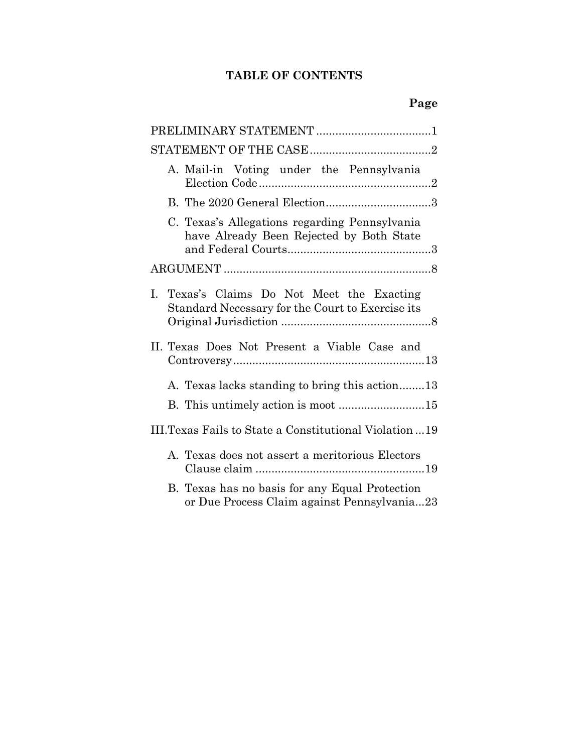# TABLE OF CONTENTS

| | Page |
|---|---|
| PRELIMINARY STATEMENT | 1 |
| STATEMENT OF THE CASE | 2 |
| A. Mail-in Voting under the Pennsylvania Election Code | 2 |
| B. The 2020 General Election | 3 |
| C. Texas's Allegations regarding Pennsylvania have Already Been Rejected by Both State and Federal Courts | 3 |
| ARGUMENT | 8 |
| I. Texas's Claims Do Not Meet the Exacting Standard Necessary for the Court to Exercise its Original Jurisdiction | 8 |
| II. Texas Does Not Present a Viable Case and Controversy | 13 |
| A. Texas lacks standing to bring this action | 13 |
| B. This untimely action is moot | 15 |
| III. Texas Fails to State a Constitutional Violation | 19 |
| A. Texas does not assert a meritorious Electors Clause claim | 19 |
| B. Texas has no basis for any Equal Protection or Due Process Claim against Pennsylvania | 23 |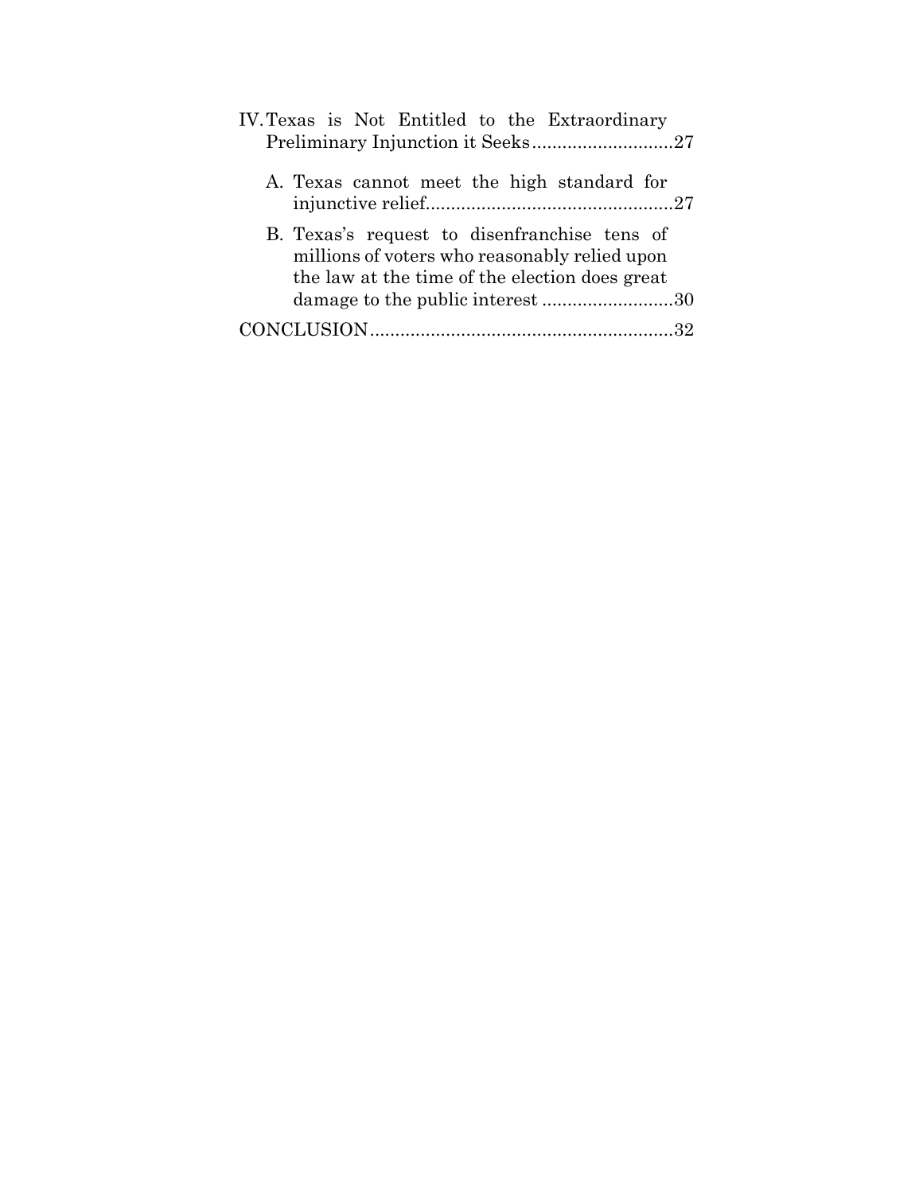IV. Texas is Not Entitled to the Extraordinary Preliminary Injunction it Seeks............................27

- A. Texas cannot meet the high standard for injunctive relief.................................................27
- B. Texas's request to disenfranchise tens of millions of voters who reasonably relied upon the law at the time of the election does great damage to the public interest ..........................30

CONCLUSION............................................................32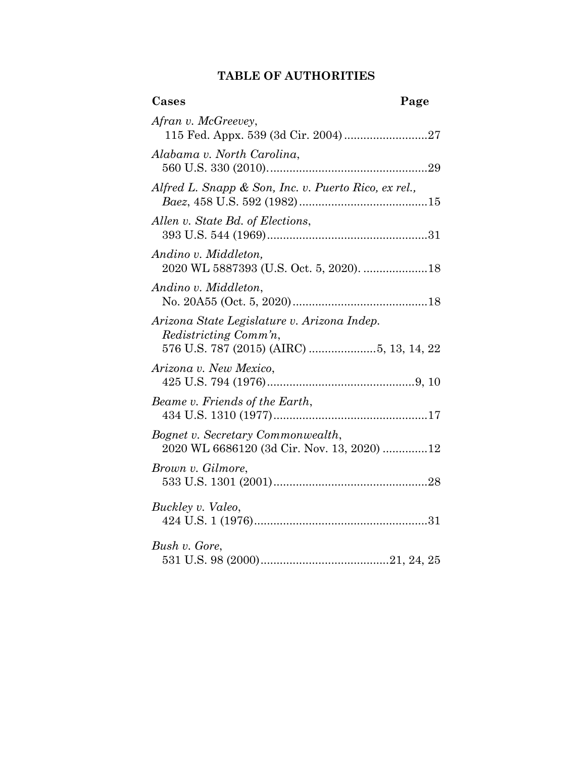## TABLE OF AUTHORITIES

| Cases | Page |
|---|---|
| *Afran v. McGreevey*, 115 Fed. Appx. 539 (3d Cir. 2004) | 27 |
| *Alabama v. North Carolina*, 560 U.S. 330 (2010) | 29 |
| *Alfred L. Snapp & Son, Inc. v. Puerto Rico, ex rel., Baez*, 458 U.S. 592 (1982) | 15 |
| *Allen v. State Bd. of Elections*, 393 U.S. 544 (1969) | 31 |
| *Andino v. Middleton,* 2020 WL 5887393 (U.S. Oct. 5, 2020). | 18 |
| *Andino v. Middleton*, No. 20A55 (Oct. 5, 2020) | 18 |
| *Arizona State Legislature v. Arizona Indep. Redistricting Comm'n*, 576 U.S. 787 (2015) (AIRC) | 5, 13, 14, 22 |
| *Arizona v. New Mexico*, 425 U.S. 794 (1976) | 9, 10 |
| *Beame v. Friends of the Earth*, 434 U.S. 1310 (1977) | 17 |
| *Bognet v. Secretary Commonwealth*, 2020 WL 6686120 (3d Cir. Nov. 13, 2020) | 12 |
| *Brown v. Gilmore*, 533 U.S. 1301 (2001) | 28 |
| *Buckley v. Valeo*, 424 U.S. 1 (1976) | 31 |
| *Bush v. Gore*, 531 U.S. 98 (2000) | 21, 24, 25 |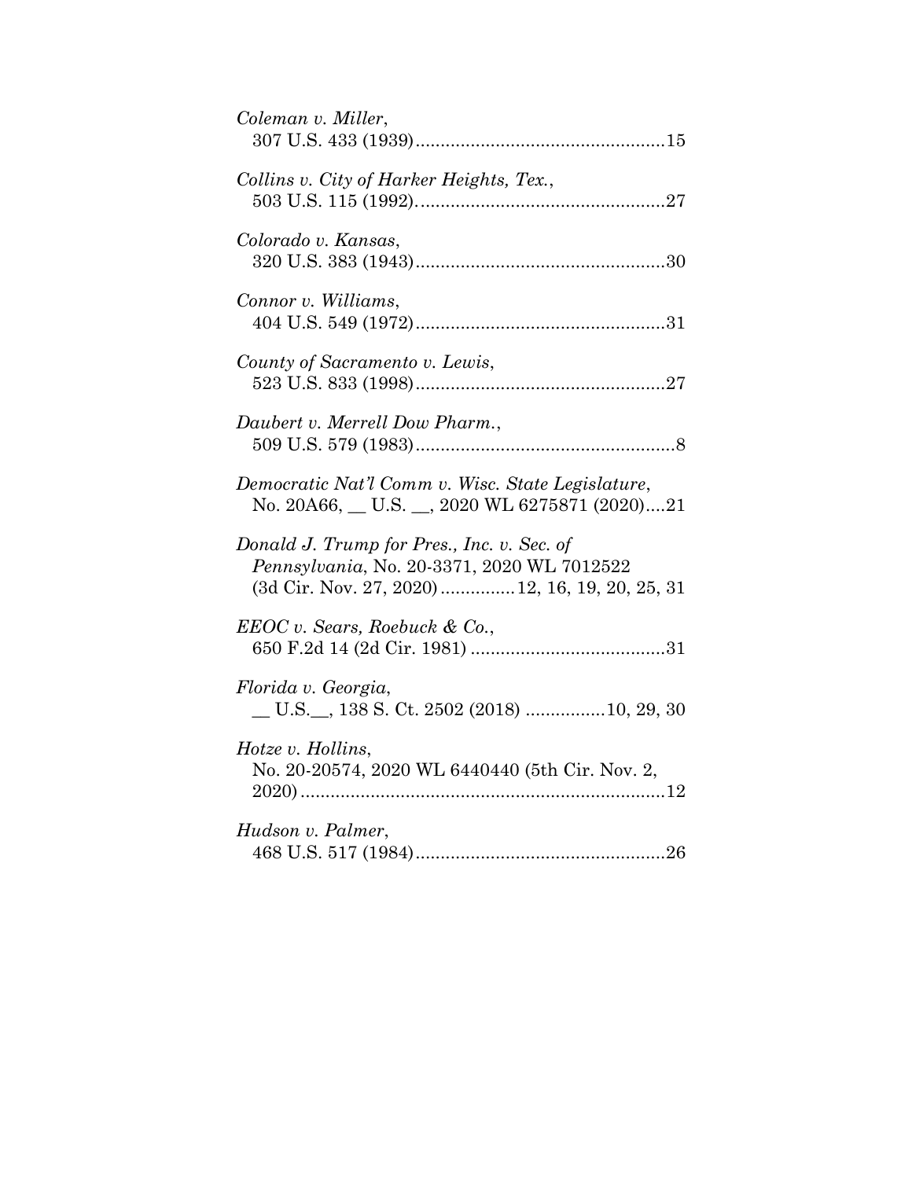*Coleman v. Miller*,
307 U.S. 433 (1939)..................................................15

*Collins v. City of Harker Heights, Tex.*,
503 U.S. 115 (1992)..................................................27

*Colorado v. Kansas*,
320 U.S. 383 (1943)..................................................30

*Connor v. Williams*,
404 U.S. 549 (1972)..................................................31

*County of Sacramento v. Lewis*,
523 U.S. 833 (1998)..................................................27

*Daubert v. Merrell Dow Pharm.*,
509 U.S. 579 (1983)....................................................8

*Democratic Nat'l Comm v. Wisc. State Legislature*,
No. 20A66, __ U.S. __, 2020 WL 6275871 (2020)....21

*Donald J. Trump for Pres., Inc. v. Sec. of Pennsylvania*, No. 20-3371, 2020 WL 7012522 (3d Cir. Nov. 27, 2020)..............12, 16, 19, 20, 25, 31

*EEOC v. Sears, Roebuck & Co.*,
650 F.2d 14 (2d Cir. 1981) .......................................31

*Florida v. Georgia*,
__ U.S.__, 138 S. Ct. 2502 (2018) ................10, 29, 30

*Hotze v. Hollins*,
No. 20-20574, 2020 WL 6440440 (5th Cir. Nov. 2, 2020).........................................................................12

*Hudson v. Palmer*,
468 U.S. 517 (1984)..................................................26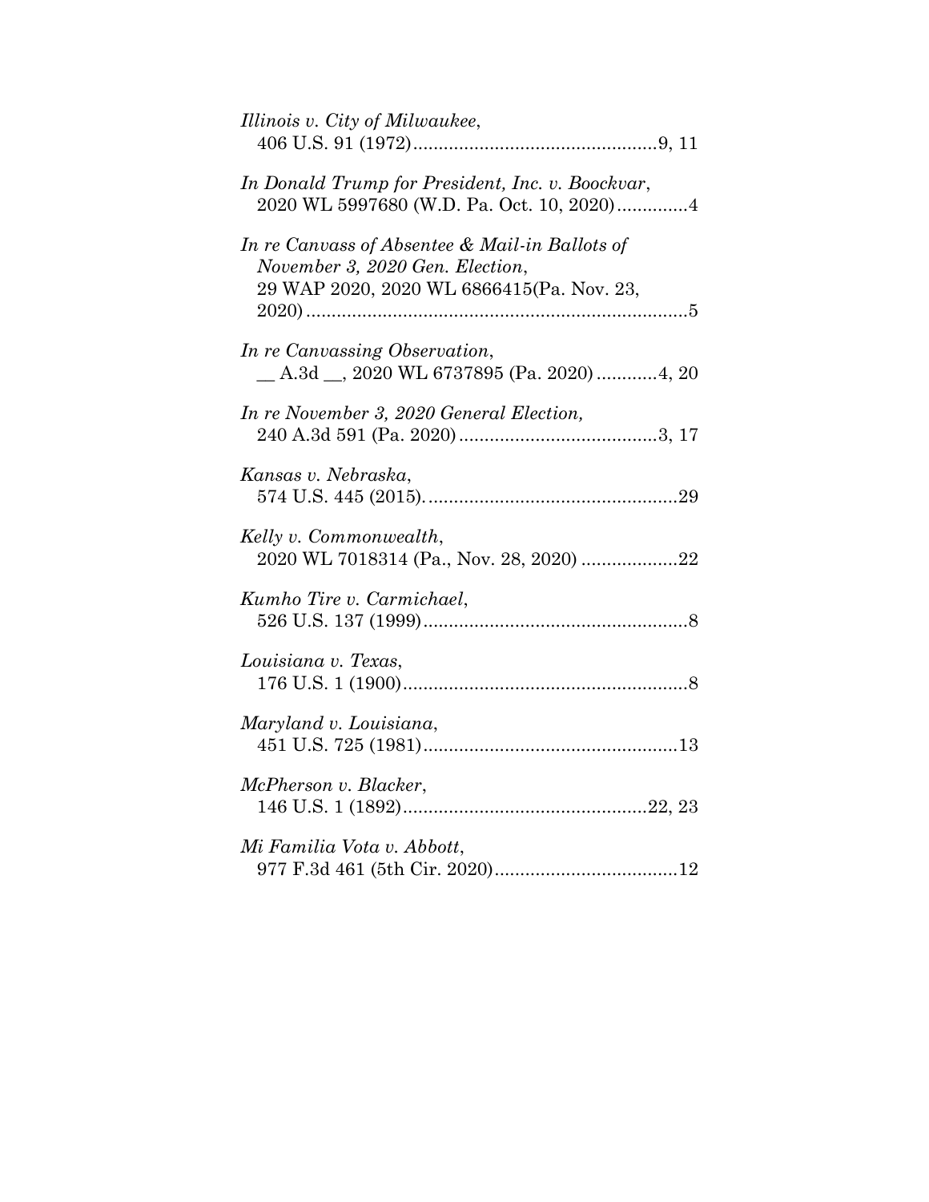*Illinois v. City of Milwaukee*,
406 U.S. 91 (1972)................................................9, 11

*In Donald Trump for President, Inc. v. Boockvar*,
2020 WL 5997680 (W.D. Pa. Oct. 10, 2020).............4

*In re Canvass of Absentee & Mail-in Ballots of November 3, 2020 Gen. Election*,
29 WAP 2020, 2020 WL 6866415(Pa. Nov. 23, 2020)...........................................................................5

*In re Canvassing Observation*,
__ A.3d __, 2020 WL 6737895 (Pa. 2020)............4, 20

*In re November 3, 2020 General Election,*
240 A.3d 591 (Pa. 2020).......................................3, 17

*Kansas v. Nebraska*,
574 U.S. 445 (2015)..................................................29

*Kelly v. Commonwealth*,
2020 WL 7018314 (Pa., Nov. 28, 2020) ...................22

*Kumho Tire v. Carmichael*,
526 U.S. 137 (1999)....................................................8

*Louisiana v. Texas*,
176 U.S. 1 (1900)........................................................8

*Maryland v. Louisiana*,
451 U.S. 725 (1981)..................................................13

*McPherson v. Blacker*,
146 U.S. 1 (1892)................................................22, 23

*Mi Familia Vota v. Abbott*,
977 F.3d 461 (5th Cir. 2020)....................................12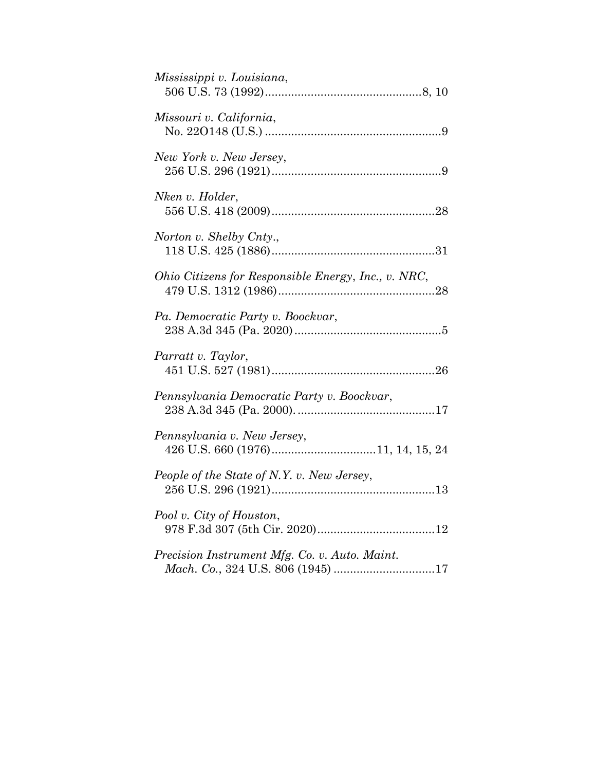*Mississippi v. Louisiana*,
506 U.S. 73 (1992)................................................8, 10

*Missouri v. California*,
No. 22O148 (U.S.) ......................................................9

*New York v. New Jersey*,
256 U.S. 296 (1921)....................................................9

*Nken v. Holder*,
556 U.S. 418 (2009)..................................................28

*Norton v. Shelby Cnty.*,
118 U.S. 425 (1886)..................................................31

*Ohio Citizens for Responsible Energy, Inc., v. NRC*,
479 U.S. 1312 (1986)................................................28

*Pa. Democratic Party v. Boockvar*,
238 A.3d 345 (Pa. 2020).............................................5

*Parratt v. Taylor*,
451 U.S. 527 (1981)..................................................26

*Pennsylvania Democratic Party v. Boockvar*,
238 A.3d 345 (Pa. 2000)...........................................17

*Pennsylvania v. New Jersey*,
426 U.S. 660 (1976)................................11, 14, 15, 24

*People of the State of N.Y. v. New Jersey*,
256 U.S. 296 (1921)..................................................13

*Pool v. City of Houston*,
978 F.3d 307 (5th Cir. 2020)....................................12

*Precision Instrument Mfg. Co. v. Auto. Maint. Mach. Co.*, 324 U.S. 806 (1945) ...............................17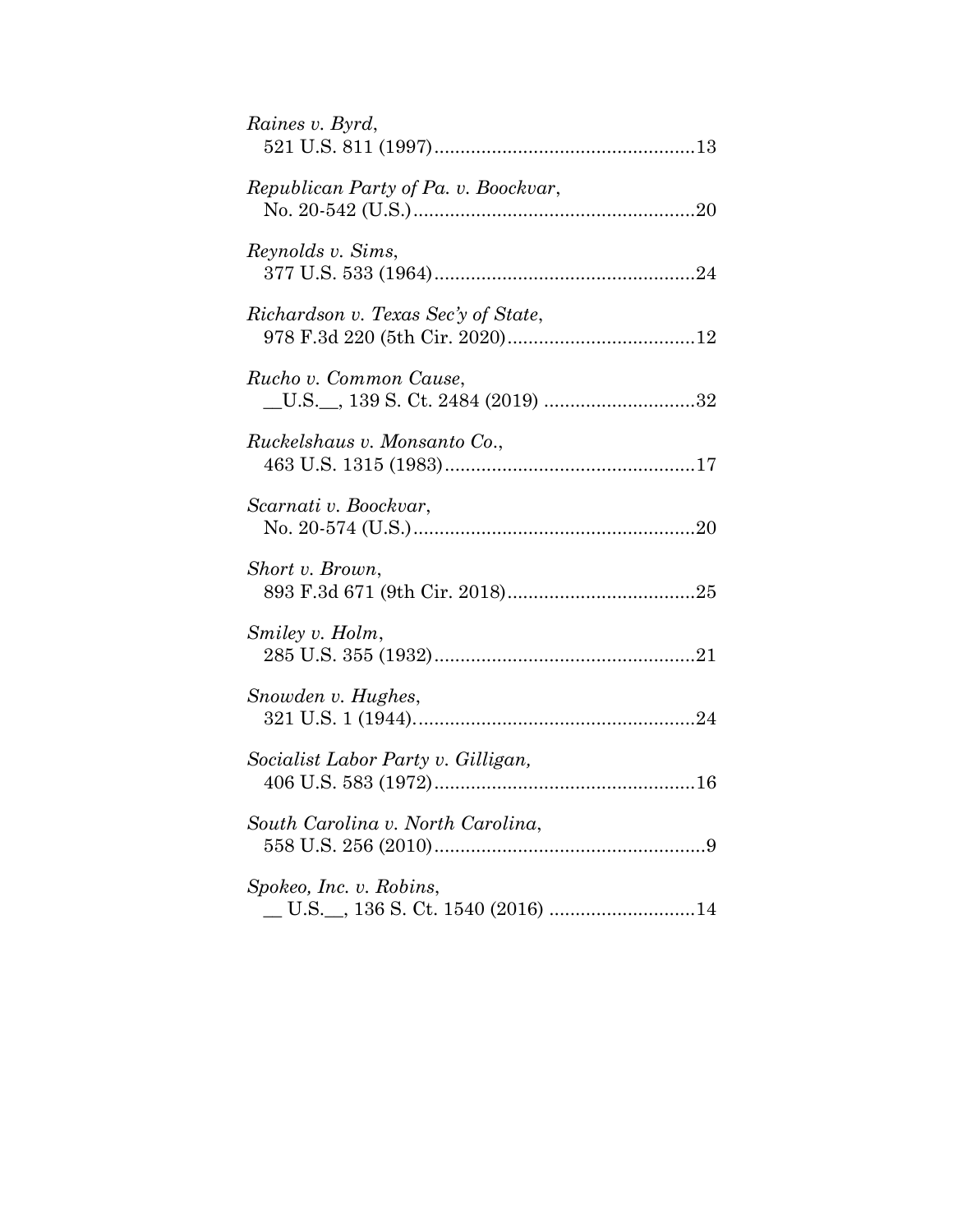*Raines v. Byrd*,
521 U.S. 811 (1997)..................................................13

*Republican Party of Pa. v. Boockvar*,
No. 20-542 (U.S.)......................................................20

*Reynolds v. Sims*,
377 U.S. 533 (1964)..................................................24

*Richardson v. Texas Sec'y of State*,
978 F.3d 220 (5th Cir. 2020)....................................12

*Rucho v. Common Cause*,
__U.S.__, 139 S. Ct. 2484 (2019) .............................32

*Ruckelshaus v. Monsanto Co.*,
463 U.S. 1315 (1983)................................................17

*Scarnati v. Boockvar*,
No. 20-574 (U.S.)......................................................20

*Short v. Brown*,
893 F.3d 671 (9th Cir. 2018)....................................25

*Smiley v. Holm*,
285 U.S. 355 (1932)..................................................21

*Snowden v. Hughes*,
321 U.S. 1 (1944)......................................................24

*Socialist Labor Party v. Gilligan,*
406 U.S. 583 (1972)..................................................16

*South Carolina v. North Carolina*,
558 U.S. 256 (2010)....................................................9

*Spokeo, Inc. v. Robins*,
__ U.S.__, 136 S. Ct. 1540 (2016) ............................14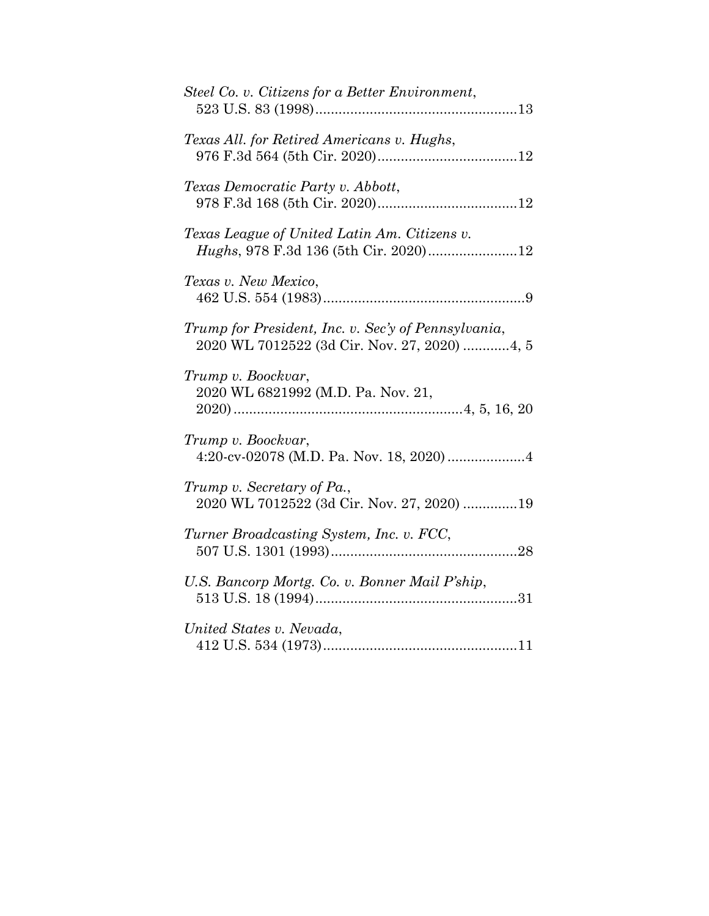*Steel Co. v. Citizens for a Better Environment*,
523 U.S. 83 (1998)....................................................13

*Texas All. for Retired Americans v. Hughs*,
976 F.3d 564 (5th Cir. 2020)....................................12

*Texas Democratic Party v. Abbott*,
978 F.3d 168 (5th Cir. 2020)....................................12

*Texas League of United Latin Am. Citizens v. Hughs*, 978 F.3d 136 (5th Cir. 2020).......................12

*Texas v. New Mexico*,
462 U.S. 554 (1983)....................................................9

*Trump for President, Inc. v. Sec'y of Pennsylvania*,
2020 WL 7012522 (3d Cir. Nov. 27, 2020) ............4, 5

*Trump v. Boockvar*,
2020 WL 6821992 (M.D. Pa. Nov. 21, 2020)..........................................................4, 5, 16, 20

*Trump v. Boockvar*,
4:20-cv-02078 (M.D. Pa. Nov. 18, 2020)....................4

*Trump v. Secretary of Pa.*,
2020 WL 7012522 (3d Cir. Nov. 27, 2020) ..............19

*Turner Broadcasting System, Inc. v. FCC*,
507 U.S. 1301 (1993)................................................28

*U.S. Bancorp Mortg. Co. v. Bonner Mail P'ship*,
513 U.S. 18 (1994)....................................................31

*United States v. Nevada*,
412 U.S. 534 (1973)..................................................11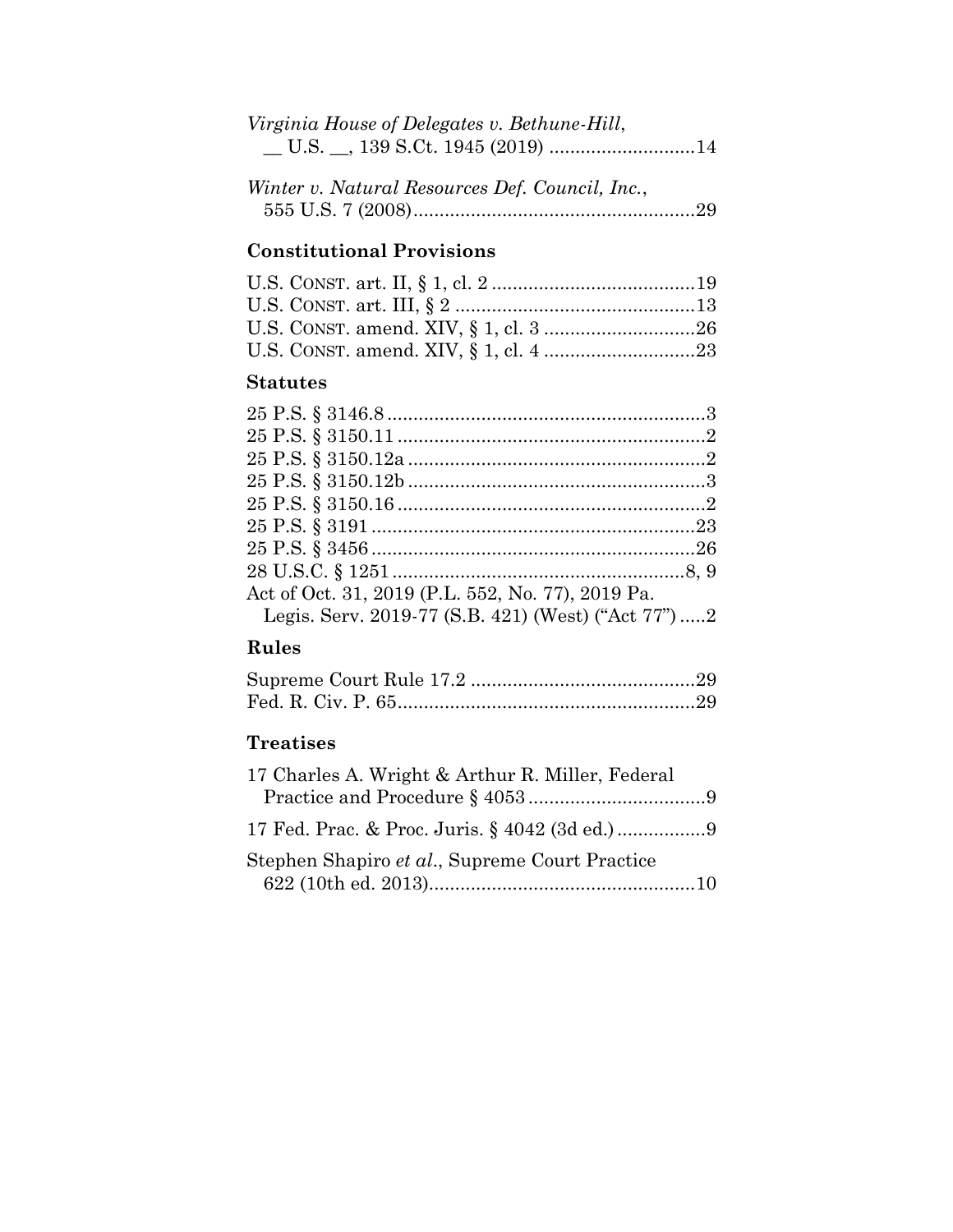*Virginia House of Delegates v. Bethune-Hill*,
\_\_ U.S. \_\_, 139 S.Ct. 1945 (2019) ............................14

*Winter v. Natural Resources Def. Council, Inc.*,
555 U.S. 7 (2008)......................................................29

### Constitutional Provisions

U.S. CONST. art. II, § 1, cl. 2 .......................................19
U.S. CONST. art. III, § 2 ..............................................13
U.S. CONST. amend. XIV, § 1, cl. 3 .............................26
U.S. CONST. amend. XIV, § 1, cl. 4 .............................23

### Statutes

25 P.S. § 3146.8 .............................................................3
25 P.S. § 3150.11 ...........................................................2
25 P.S. § 3150.12a .........................................................2
25 P.S. § 3150.12b .........................................................3
25 P.S. § 3150.16 ...........................................................2
25 P.S. § 3191 ..............................................................23
25 P.S. § 3456 ..............................................................26
28 U.S.C. § 1251 ........................................................8, 9
Act of Oct. 31, 2019 (P.L. 552, No. 77), 2019 Pa. Legis. Serv. 2019-77 (S.B. 421) (West) ("Act 77") .....2

### Rules

Supreme Court Rule 17.2 ...........................................29
Fed. R. Civ. P. 65.........................................................29

### Treatises

17 Charles A. Wright & Arthur R. Miller, Federal Practice and Procedure § 4053 ..................................9

17 Fed. Prac. & Proc. Juris. § 4042 (3d ed.) .................9

Stephen Shapiro *et al*., Supreme Court Practice 622 (10th ed. 2013)..................................................10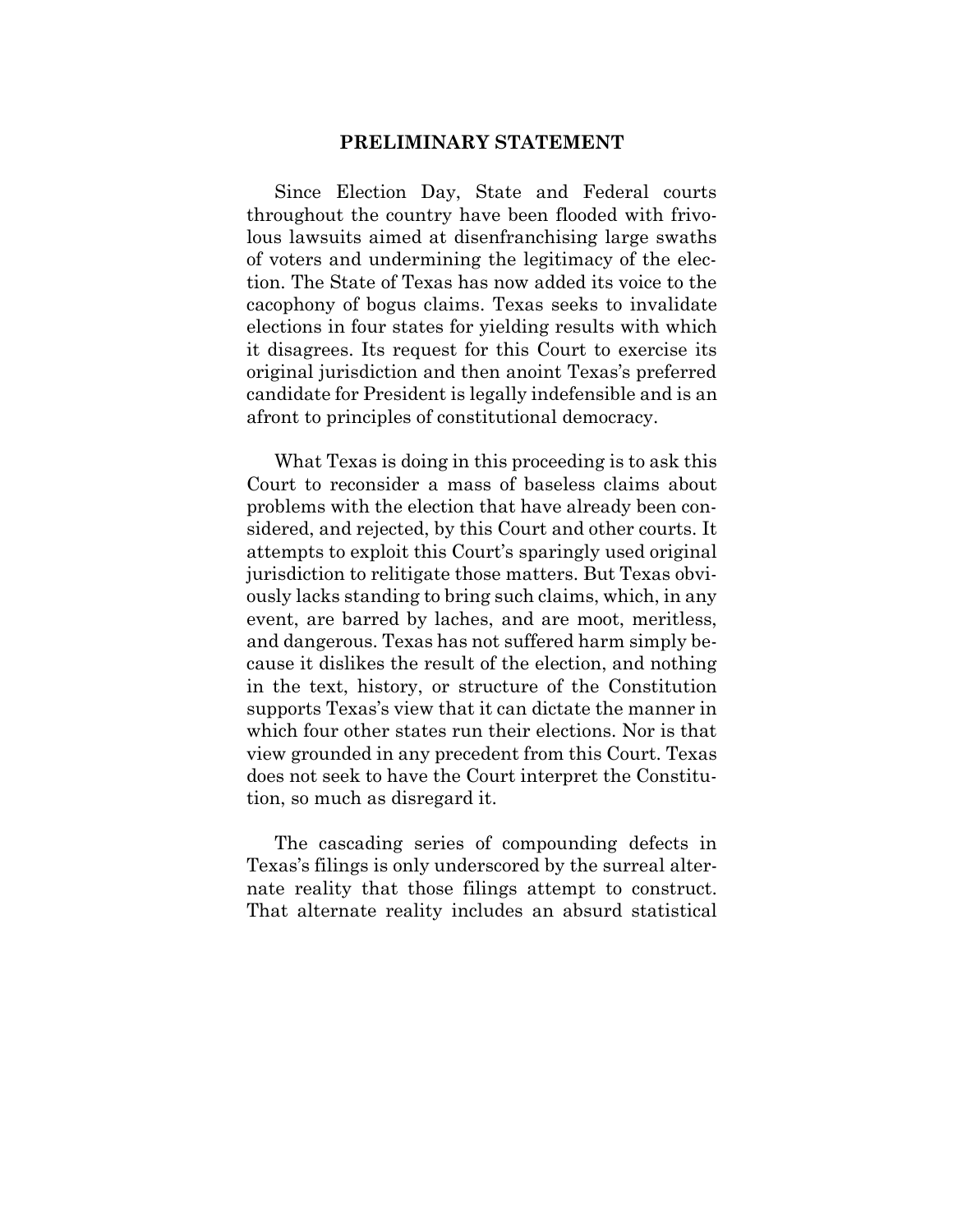## PRELIMINARY STATEMENT

Since Election Day, State and Federal courts throughout the country have been flooded with frivolous lawsuits aimed at disenfranchising large swaths of voters and undermining the legitimacy of the election. The State of Texas has now added its voice to the cacophony of bogus claims. Texas seeks to invalidate elections in four states for yielding results with which it disagrees. Its request for this Court to exercise its original jurisdiction and then anoint Texas's preferred candidate for President is legally indefensible and is an afront to principles of constitutional democracy.

What Texas is doing in this proceeding is to ask this Court to reconsider a mass of baseless claims about problems with the election that have already been considered, and rejected, by this Court and other courts. It attempts to exploit this Court's sparingly used original jurisdiction to relitigate those matters. But Texas obviously lacks standing to bring such claims, which, in any event, are barred by laches, and are moot, meritless, and dangerous. Texas has not suffered harm simply because it dislikes the result of the election, and nothing in the text, history, or structure of the Constitution supports Texas's view that it can dictate the manner in which four other states run their elections. Nor is that view grounded in any precedent from this Court. Texas does not seek to have the Court interpret the Constitution, so much as disregard it.

The cascading series of compounding defects in Texas's filings is only underscored by the surreal alternate reality that those filings attempt to construct. That alternate reality includes an absurd statistical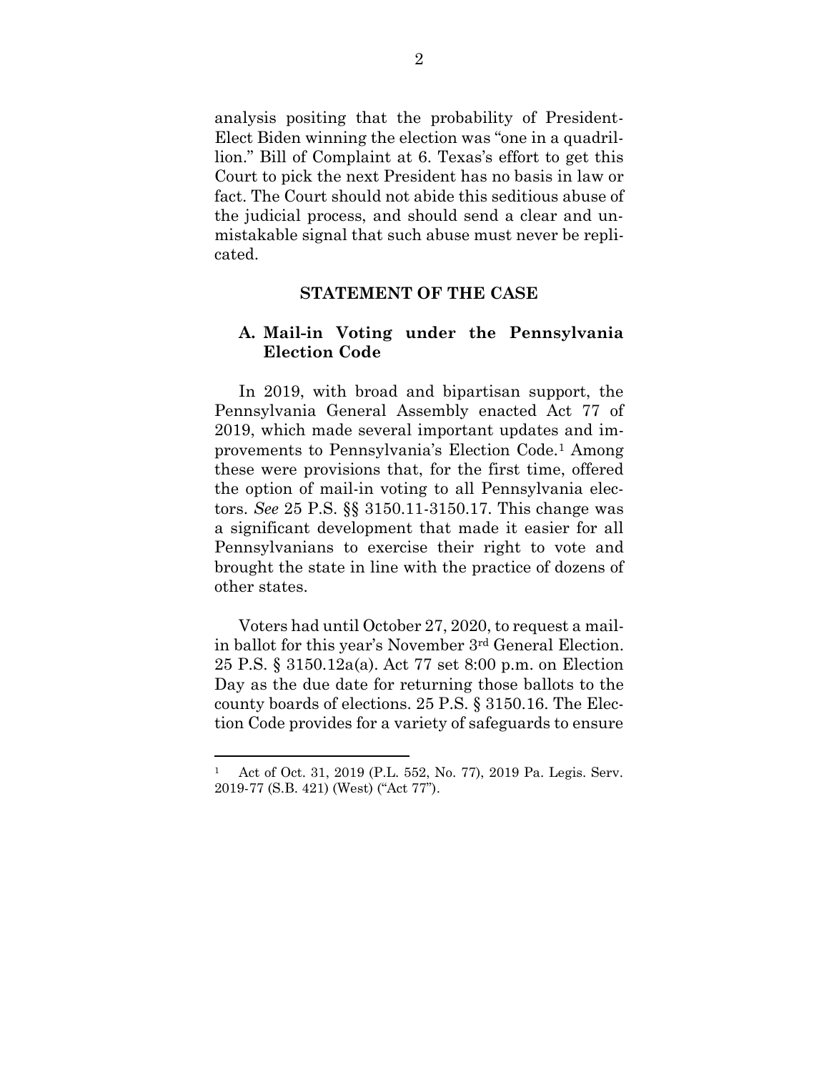analysis positing that the probability of President-Elect Biden winning the election was "one in a quadrillion." Bill of Complaint at 6. Texas's effort to get this Court to pick the next President has no basis in law or fact. The Court should not abide this seditious abuse of the judicial process, and should send a clear and unmistakable signal that such abuse must never be replicated.

## STATEMENT OF THE CASE

### A. Mail-in Voting under the Pennsylvania Election Code

In 2019, with broad and bipartisan support, the Pennsylvania General Assembly enacted Act 77 of 2019, which made several important updates and improvements to Pennsylvania's Election Code.[1] Among these were provisions that, for the first time, offered the option of mail-in voting to all Pennsylvania electors. *See* 25 P.S. §§ 3150.11-3150.17. This change was a significant development that made it easier for all Pennsylvanians to exercise their right to vote and brought the state in line with the practice of dozens of other states.

Voters had until October 27, 2020, to request a mail-in ballot for this year's November 3rd General Election. 25 P.S. § 3150.12a(a). Act 77 set 8:00 p.m. on Election Day as the due date for returning those ballots to the county boards of elections. 25 P.S. § 3150.16. The Election Code provides for a variety of safeguards to ensure

[1] Act of Oct. 31, 2019 (P.L. 552, No. 77), 2019 Pa. Legis. Serv. 2019-77 (S.B. 421) (West) ("Act 77").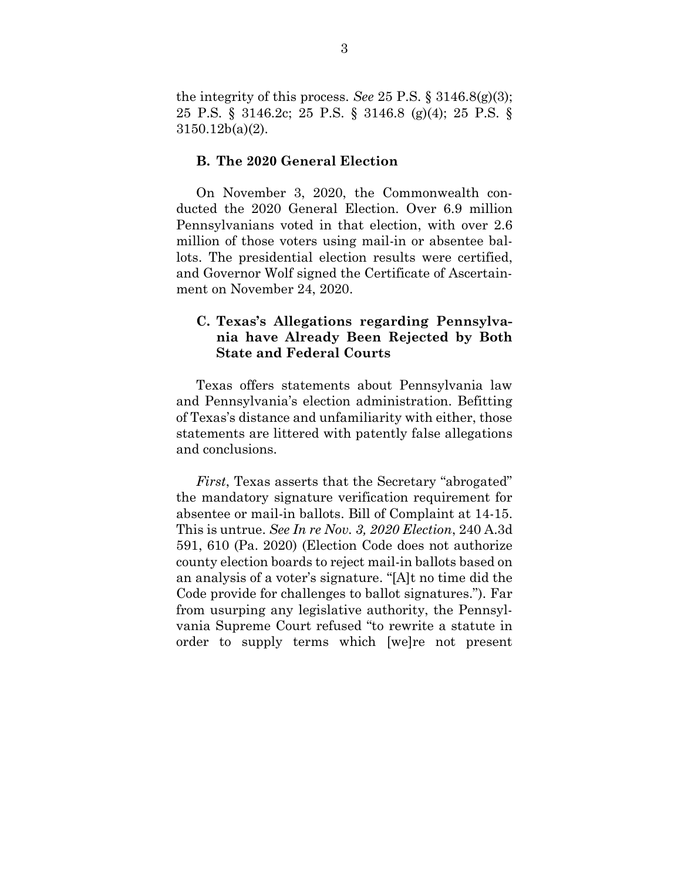the integrity of this process. *See* 25 P.S. § 3146.8(g)(3); 25 P.S. § 3146.2c; 25 P.S. § 3146.8 (g)(4); 25 P.S. § 3150.12b(a)(2).

### B. The 2020 General Election

On November 3, 2020, the Commonwealth conducted the 2020 General Election. Over 6.9 million Pennsylvanians voted in that election, with over 2.6 million of those voters using mail-in or absentee ballots. The presidential election results were certified, and Governor Wolf signed the Certificate of Ascertainment on November 24, 2020.

### C. Texas's Allegations regarding Pennsylvania have Already Been Rejected by Both State and Federal Courts

Texas offers statements about Pennsylvania law and Pennsylvania's election administration. Befitting of Texas's distance and unfamiliarity with either, those statements are littered with patently false allegations and conclusions.

*First*, Texas asserts that the Secretary "abrogated" the mandatory signature verification requirement for absentee or mail-in ballots. Bill of Complaint at 14-15. This is untrue. *See In re Nov. 3, 2020 Election*, 240 A.3d 591, 610 (Pa. 2020) (Election Code does not authorize county election boards to reject mail-in ballots based on an analysis of a voter's signature. "[A]t no time did the Code provide for challenges to ballot signatures."). Far from usurping any legislative authority, the Pennsylvania Supreme Court refused "to rewrite a statute in order to supply terms which [we]re not present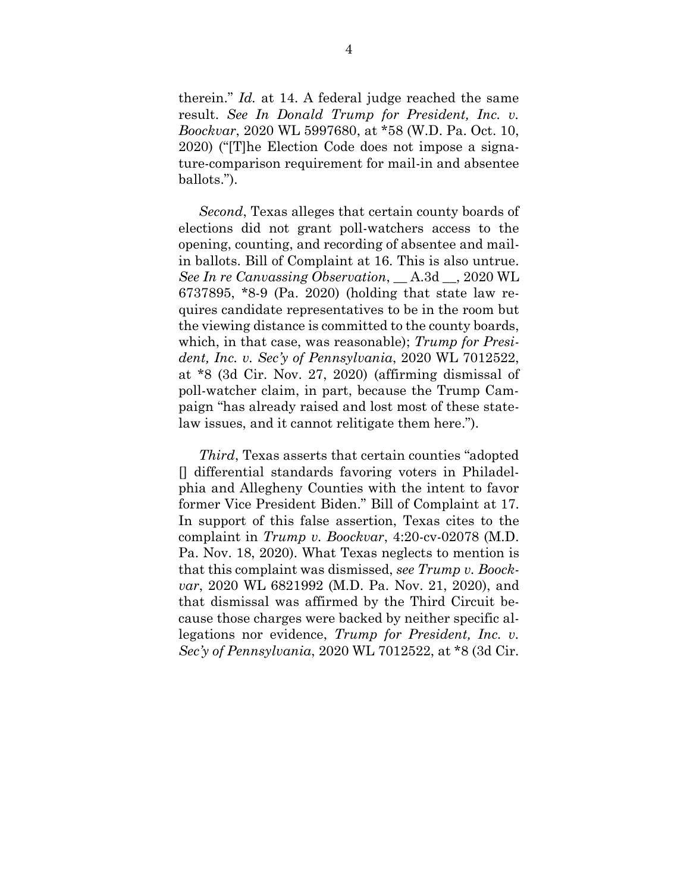therein." *Id.* at 14. A federal judge reached the same result. *See In Donald Trump for President, Inc. v. Boockvar*, 2020 WL 5997680, at *58 (W.D. Pa. Oct. 10, 2020) ("[T]he Election Code does not impose a signature-comparison requirement for mail-in and absentee ballots.").

*Second*, Texas alleges that certain county boards of elections did not grant poll-watchers access to the opening, counting, and recording of absentee and mail-in ballots. Bill of Complaint at 16. This is also untrue. *See In re Canvassing Observation*, __ A.3d __, 2020 WL 6737895, *8-9 (Pa. 2020) (holding that state law requires candidate representatives to be in the room but the viewing distance is committed to the county boards, which, in that case, was reasonable); *Trump for President, Inc. v. Sec'y of Pennsylvania*, 2020 WL 7012522, at *8 (3d Cir. Nov. 27, 2020) (affirming dismissal of poll-watcher claim, in part, because the Trump Campaign "has already raised and lost most of these state-law issues, and it cannot relitigate them here.").

*Third*, Texas asserts that certain counties "adopted [] differential standards favoring voters in Philadelphia and Allegheny Counties with the intent to favor former Vice President Biden." Bill of Complaint at 17. In support of this false assertion, Texas cites to the complaint in *Trump v. Boockvar*, 4:20-cv-02078 (M.D. Pa. Nov. 18, 2020). What Texas neglects to mention is that this complaint was dismissed, *see Trump v. Boockvar*, 2020 WL 6821992 (M.D. Pa. Nov. 21, 2020), and that dismissal was affirmed by the Third Circuit because those charges were backed by neither specific allegations nor evidence, *Trump for President, Inc. v. Sec'y of Pennsylvania*, 2020 WL 7012522, at *8 (3d Cir.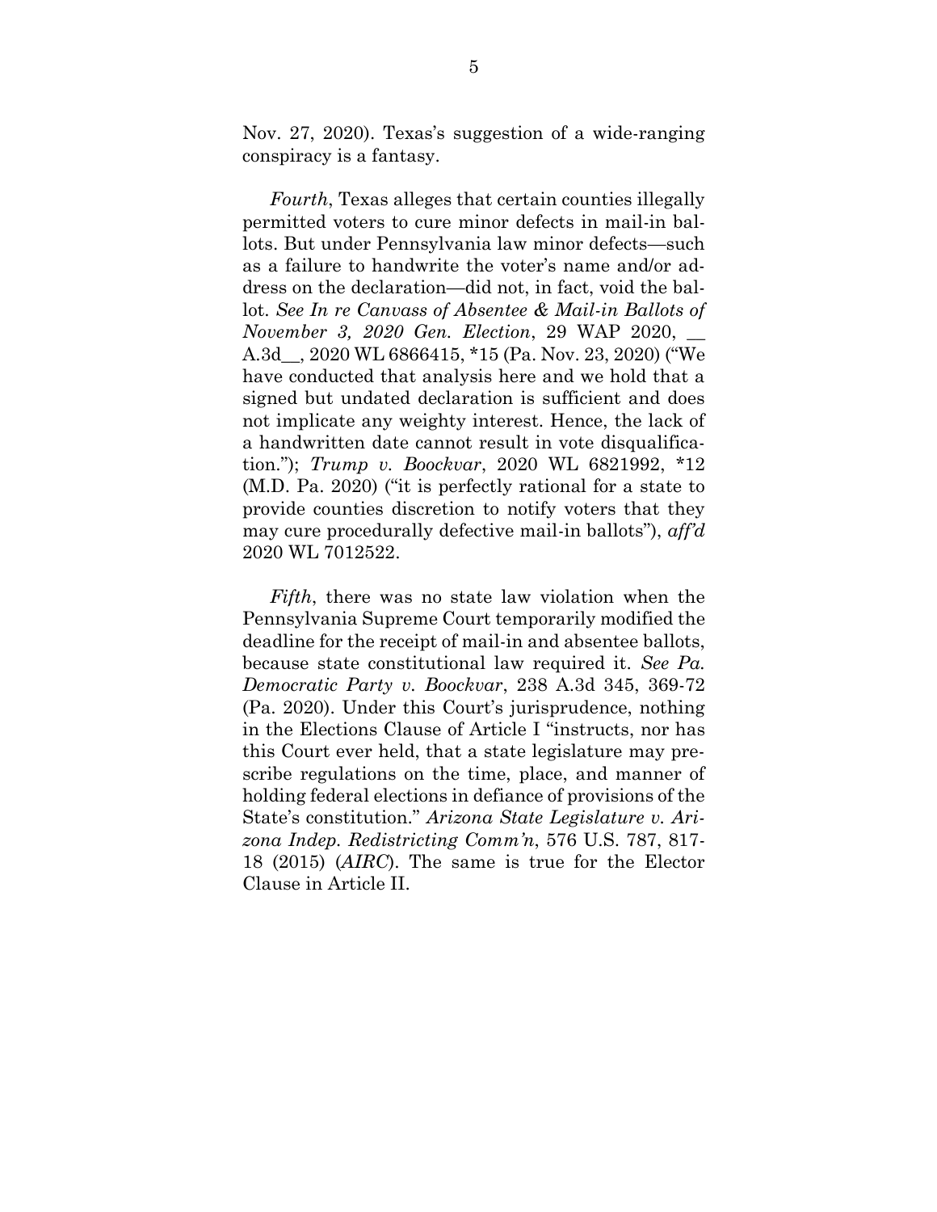Nov. 27, 2020). Texas's suggestion of a wide-ranging conspiracy is a fantasy.

*Fourth*, Texas alleges that certain counties illegally permitted voters to cure minor defects in mail-in ballots. But under Pennsylvania law minor defects—such as a failure to handwrite the voter's name and/or address on the declaration—did not, in fact, void the ballot. *See In re Canvass of Absentee & Mail-in Ballots of November 3, 2020 Gen. Election*, 29 WAP 2020, __ A.3d__, 2020 WL 6866415, *15 (Pa. Nov. 23, 2020) ("We have conducted that analysis here and we hold that a signed but undated declaration is sufficient and does not implicate any weighty interest. Hence, the lack of a handwritten date cannot result in vote disqualification."); *Trump v. Boockvar*, 2020 WL 6821992, *12 (M.D. Pa. 2020) ("it is perfectly rational for a state to provide counties discretion to notify voters that they may cure procedurally defective mail-in ballots"), *aff'd* 2020 WL 7012522.

*Fifth*, there was no state law violation when the Pennsylvania Supreme Court temporarily modified the deadline for the receipt of mail-in and absentee ballots, because state constitutional law required it. *See Pa. Democratic Party v. Boockvar*, 238 A.3d 345, 369-72 (Pa. 2020). Under this Court's jurisprudence, nothing in the Elections Clause of Article I "instructs, nor has this Court ever held, that a state legislature may prescribe regulations on the time, place, and manner of holding federal elections in defiance of provisions of the State's constitution." *Arizona State Legislature v. Arizona Indep. Redistricting Comm'n*, 576 U.S. 787, 817-18 (2015) (*AIRC*). The same is true for the Elector Clause in Article II.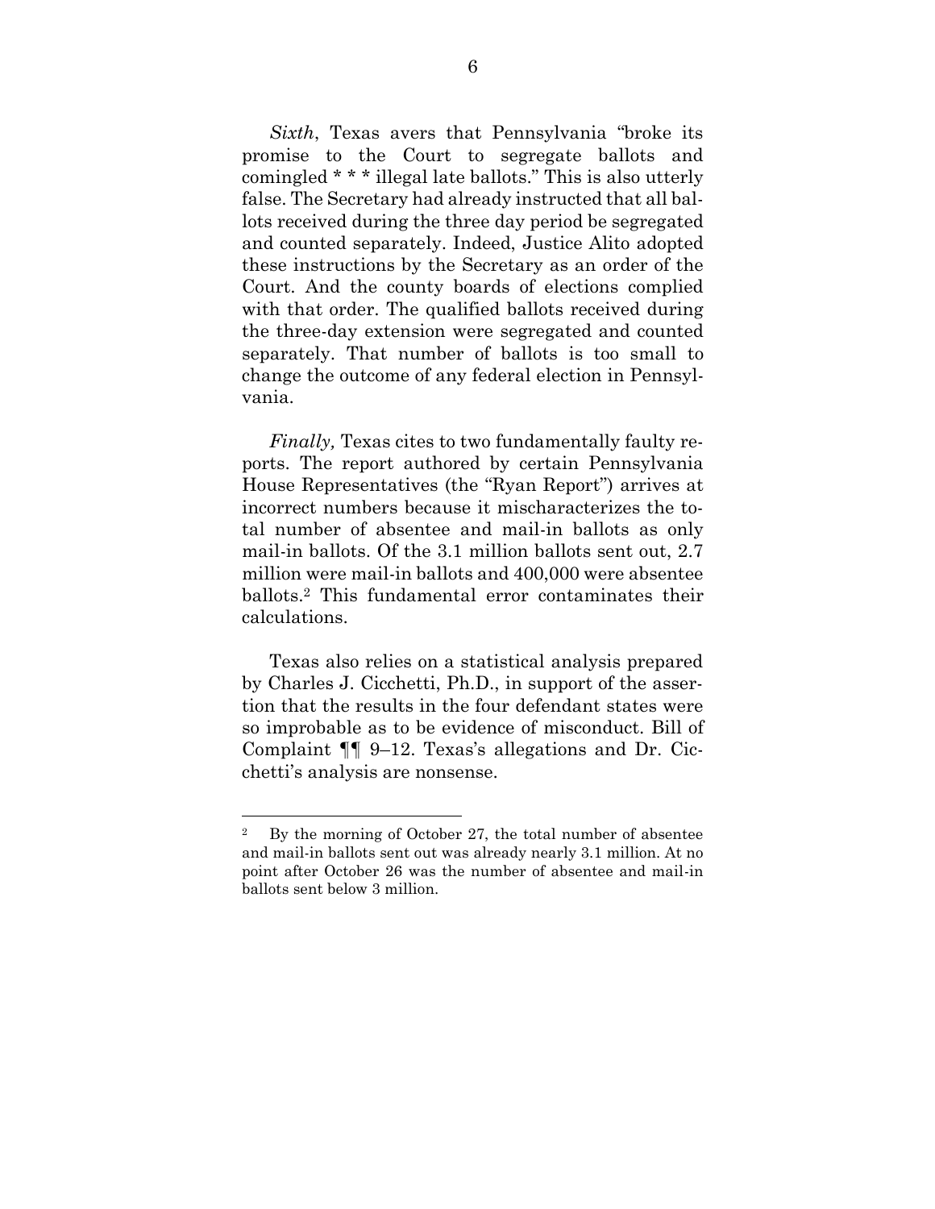*Sixth*, Texas avers that Pennsylvania "broke its promise to the Court to segregate ballots and comingled * * * illegal late ballots." This is also utterly false. The Secretary had already instructed that all ballots received during the three day period be segregated and counted separately. Indeed, Justice Alito adopted these instructions by the Secretary as an order of the Court. And the county boards of elections complied with that order. The qualified ballots received during the three-day extension were segregated and counted separately. That number of ballots is too small to change the outcome of any federal election in Pennsylvania.

*Finally,* Texas cites to two fundamentally faulty reports. The report authored by certain Pennsylvania House Representatives (the "Ryan Report") arrives at incorrect numbers because it mischaracterizes the total number of absentee and mail-in ballots as only mail-in ballots. Of the 3.1 million ballots sent out, 2.7 million were mail-in ballots and 400,000 were absentee ballots.[2] This fundamental error contaminates their calculations.

Texas also relies on a statistical analysis prepared by Charles J. Cicchetti, Ph.D., in support of the assertion that the results in the four defendant states were so improbable as to be evidence of misconduct. Bill of Complaint ¶¶ 9–12. Texas's allegations and Dr. Cicchetti's analysis are nonsense.

---

[2] By the morning of October 27, the total number of absentee and mail-in ballots sent out was already nearly 3.1 million. At no point after October 26 was the number of absentee and mail-in ballots sent below 3 million.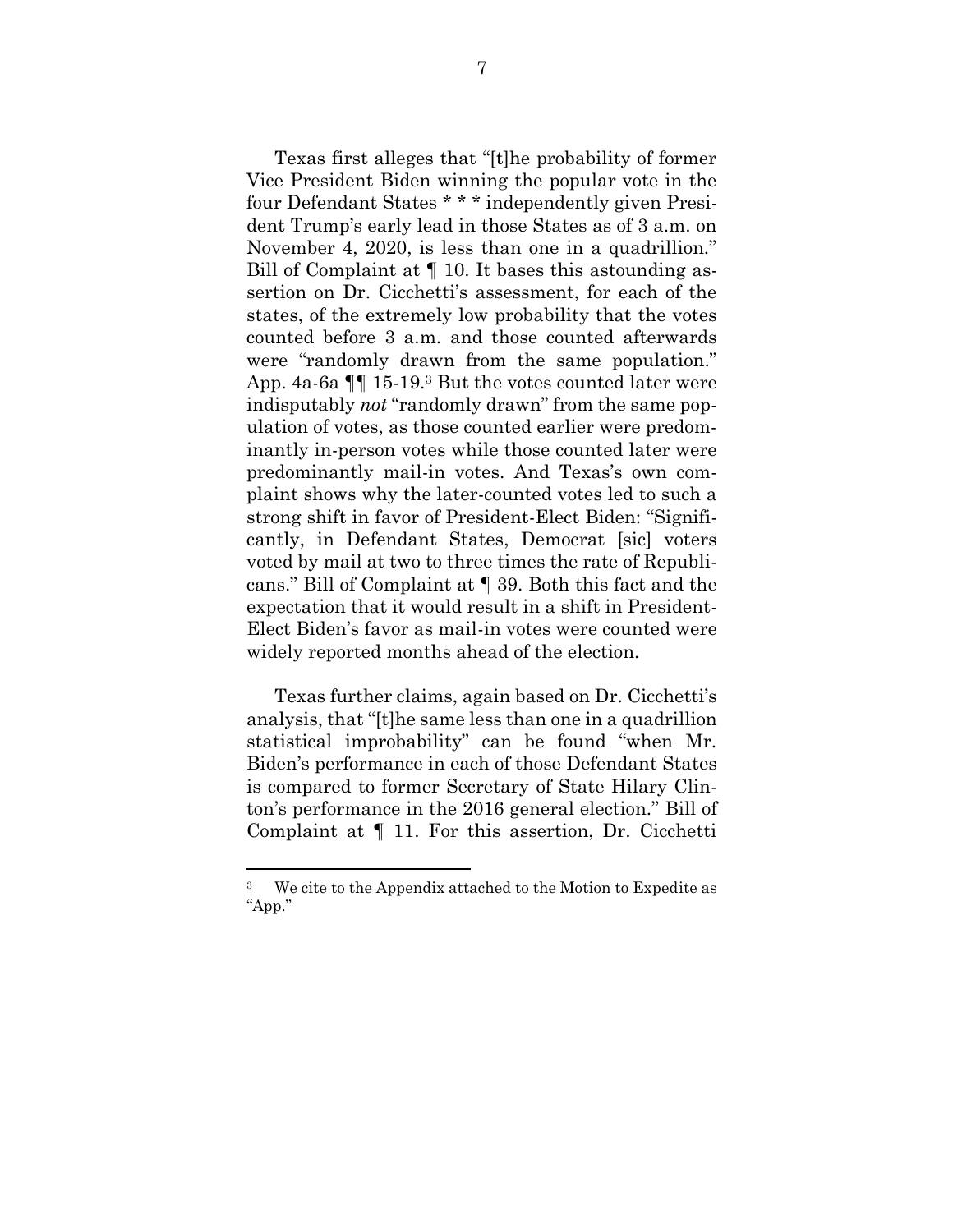Texas first alleges that "[t]he probability of former Vice President Biden winning the popular vote in the four Defendant States * * * independently given President Trump's early lead in those States as of 3 a.m. on November 4, 2020, is less than one in a quadrillion." Bill of Complaint at ¶ 10. It bases this astounding assertion on Dr. Cicchetti's assessment, for each of the states, of the extremely low probability that the votes counted before 3 a.m. and those counted afterwards were "randomly drawn from the same population." App. 4a-6a ¶¶ 15-19.[3] But the votes counted later were indisputably *not* "randomly drawn" from the same population of votes, as those counted earlier were predominantly in-person votes while those counted later were predominantly mail-in votes. And Texas's own complaint shows why the later-counted votes led to such a strong shift in favor of President-Elect Biden: "Significantly, in Defendant States, Democrat [sic] voters voted by mail at two to three times the rate of Republicans." Bill of Complaint at ¶ 39. Both this fact and the expectation that it would result in a shift in President-Elect Biden's favor as mail-in votes were counted were widely reported months ahead of the election.

Texas further claims, again based on Dr. Cicchetti's analysis, that "[t]he same less than one in a quadrillion statistical improbability" can be found "when Mr. Biden's performance in each of those Defendant States is compared to former Secretary of State Hilary Clinton's performance in the 2016 general election." Bill of Complaint at ¶ 11. For this assertion, Dr. Cicchetti

---

[3] We cite to the Appendix attached to the Motion to Expedite as "App."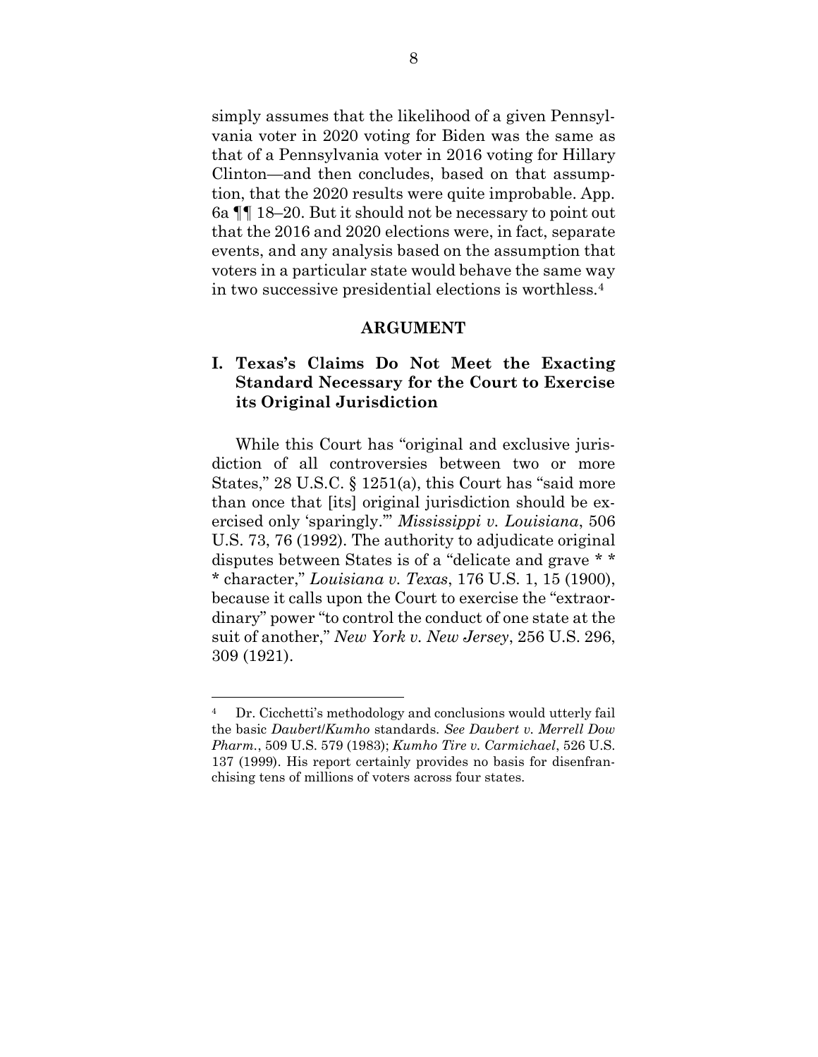simply assumes that the likelihood of a given Pennsylvania voter in 2020 voting for Biden was the same as that of a Pennsylvania voter in 2016 voting for Hillary Clinton—and then concludes, based on that assumption, that the 2020 results were quite improbable. App. 6a ¶¶ 18–20. But it should not be necessary to point out that the 2016 and 2020 elections were, in fact, separate events, and any analysis based on the assumption that voters in a particular state would behave the same way in two successive presidential elections is worthless.[4]

## ARGUMENT

### I. Texas's Claims Do Not Meet the Exacting Standard Necessary for the Court to Exercise its Original Jurisdiction

While this Court has "original and exclusive jurisdiction of all controversies between two or more States," 28 U.S.C. § 1251(a), this Court has "said more than once that [its] original jurisdiction should be exercised only 'sparingly.'" *Mississippi v. Louisiana*, 506 U.S. 73, 76 (1992). The authority to adjudicate original disputes between States is of a "delicate and grave * * * character," *Louisiana v. Texas*, 176 U.S. 1, 15 (1900), because it calls upon the Court to exercise the "extraordinary" power "to control the conduct of one state at the suit of another," *New York v. New Jersey*, 256 U.S. 296, 309 (1921).

---

[4] Dr. Cicchetti's methodology and conclusions would utterly fail the basic *Daubert*/*Kumho* standards. *See Daubert v. Merrell Dow Pharm.*, 509 U.S. 579 (1983); *Kumho Tire v. Carmichael*, 526 U.S. 137 (1999). His report certainly provides no basis for disenfranchising tens of millions of voters across four states.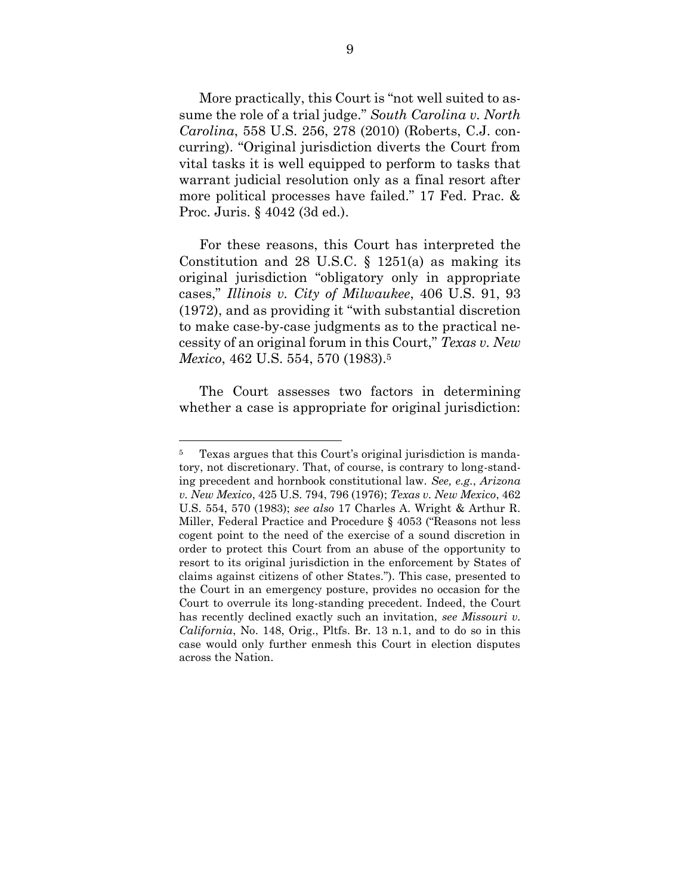More practically, this Court is "not well suited to assume the role of a trial judge." *South Carolina v. North Carolina*, 558 U.S. 256, 278 (2010) (Roberts, C.J. concurring). "Original jurisdiction diverts the Court from vital tasks it is well equipped to perform to tasks that warrant judicial resolution only as a final resort after more political processes have failed." 17 Fed. Prac. & Proc. Juris. § 4042 (3d ed.).

For these reasons, this Court has interpreted the Constitution and 28 U.S.C. § 1251(a) as making its original jurisdiction "obligatory only in appropriate cases," *Illinois v. City of Milwaukee*, 406 U.S. 91, 93 (1972), and as providing it "with substantial discretion to make case-by-case judgments as to the practical necessity of an original forum in this Court," *Texas v. New Mexico*, 462 U.S. 554, 570 (1983).[5]

The Court assesses two factors in determining whether a case is appropriate for original jurisdiction:

---

[5] Texas argues that this Court's original jurisdiction is mandatory, not discretionary. That, of course, is contrary to long-standing precedent and hornbook constitutional law. *See, e.g.*, *Arizona v. New Mexico*, 425 U.S. 794, 796 (1976); *Texas v. New Mexico*, 462 U.S. 554, 570 (1983); *see also* 17 Charles A. Wright & Arthur R. Miller, Federal Practice and Procedure § 4053 ("Reasons not less cogent point to the need of the exercise of a sound discretion in order to protect this Court from an abuse of the opportunity to resort to its original jurisdiction in the enforcement by States of claims against citizens of other States."). This case, presented to the Court in an emergency posture, provides no occasion for the Court to overrule its long-standing precedent. Indeed, the Court has recently declined exactly such an invitation, *see Missouri v. California*, No. 148, Orig., Pltfs. Br. 13 n.1, and to do so in this case would only further enmesh this Court in election disputes across the Nation.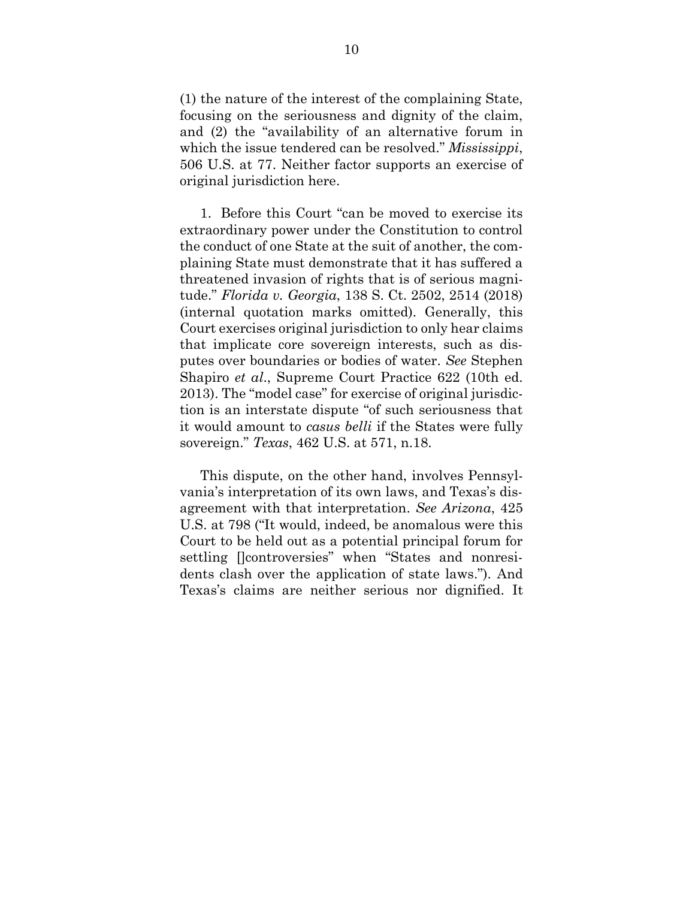(1) the nature of the interest of the complaining State, focusing on the seriousness and dignity of the claim, and (2) the "availability of an alternative forum in which the issue tendered can be resolved." *Mississippi*, 506 U.S. at 77. Neither factor supports an exercise of original jurisdiction here.

1. Before this Court "can be moved to exercise its extraordinary power under the Constitution to control the conduct of one State at the suit of another, the complaining State must demonstrate that it has suffered a threatened invasion of rights that is of serious magnitude." *Florida v. Georgia*, 138 S. Ct. 2502, 2514 (2018) (internal quotation marks omitted). Generally, this Court exercises original jurisdiction to only hear claims that implicate core sovereign interests, such as disputes over boundaries or bodies of water. *See* Stephen Shapiro *et al.*, Supreme Court Practice 622 (10th ed. 2013). The "model case" for exercise of original jurisdiction is an interstate dispute "of such seriousness that it would amount to *casus belli* if the States were fully sovereign." *Texas*, 462 U.S. at 571, n.18.

This dispute, on the other hand, involves Pennsylvania's interpretation of its own laws, and Texas's disagreement with that interpretation. *See Arizona*, 425 U.S. at 798 ("It would, indeed, be anomalous were this Court to be held out as a potential principal forum for settling []controversies" when "States and nonresidents clash over the application of state laws."). And Texas's claims are neither serious nor dignified. It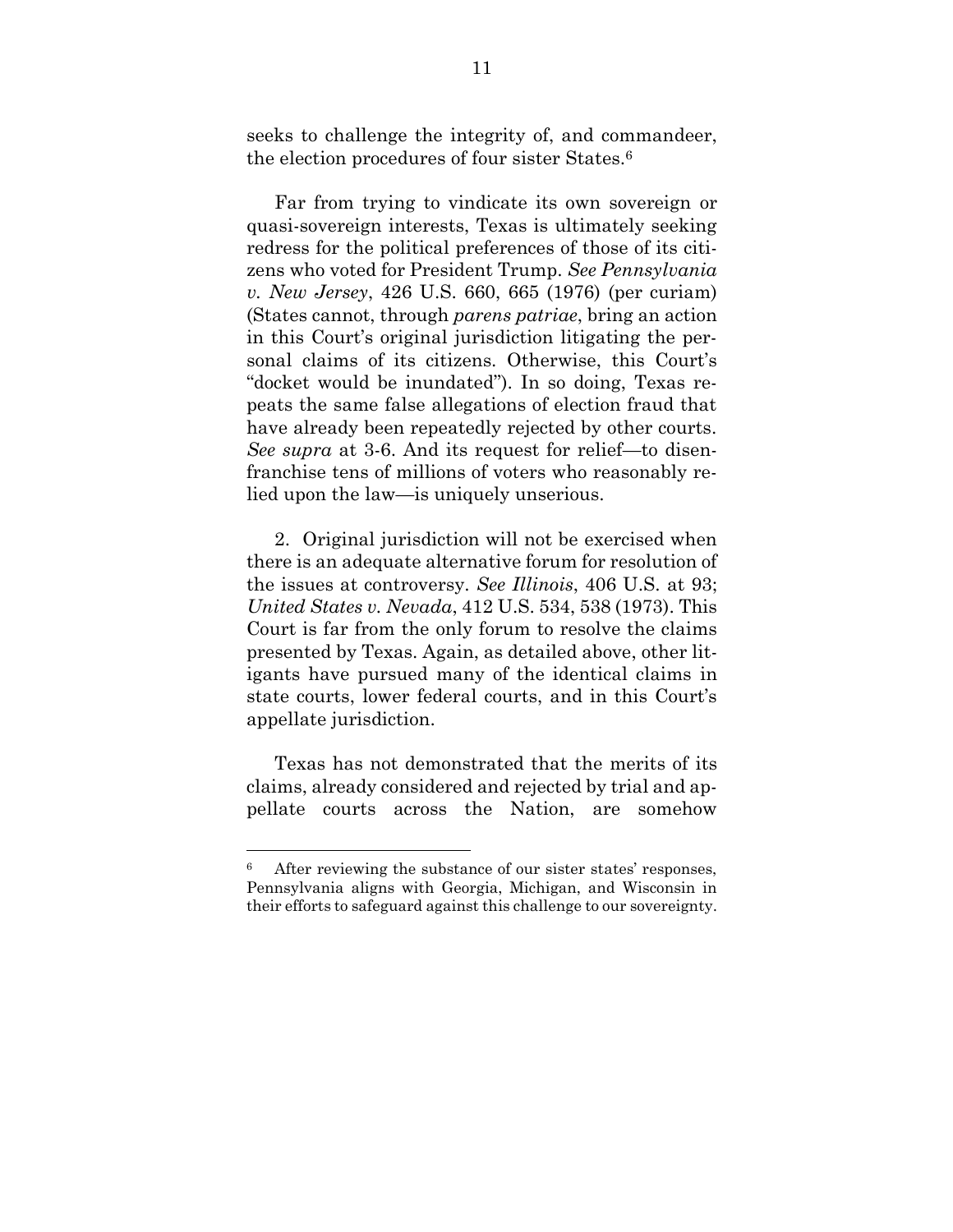seeks to challenge the integrity of, and commandeer, the election procedures of four sister States.[6]

Far from trying to vindicate its own sovereign or quasi-sovereign interests, Texas is ultimately seeking redress for the political preferences of those of its citizens who voted for President Trump. *See Pennsylvania v. New Jersey*, 426 U.S. 660, 665 (1976) (per curiam) (States cannot, through *parens patriae*, bring an action in this Court's original jurisdiction litigating the personal claims of its citizens. Otherwise, this Court's "docket would be inundated"). In so doing, Texas repeats the same false allegations of election fraud that have already been repeatedly rejected by other courts. *See supra* at 3-6. And its request for relief—to disenfranchise tens of millions of voters who reasonably relied upon the law—is uniquely unserious.

2. Original jurisdiction will not be exercised when there is an adequate alternative forum for resolution of the issues at controversy. *See Illinois*, 406 U.S. at 93; *United States v. Nevada*, 412 U.S. 534, 538 (1973). This Court is far from the only forum to resolve the claims presented by Texas. Again, as detailed above, other litigants have pursued many of the identical claims in state courts, lower federal courts, and in this Court's appellate jurisdiction.

Texas has not demonstrated that the merits of its claims, already considered and rejected by trial and appellate courts across the Nation, are somehow

---

[6] After reviewing the substance of our sister states' responses, Pennsylvania aligns with Georgia, Michigan, and Wisconsin in their efforts to safeguard against this challenge to our sovereignty.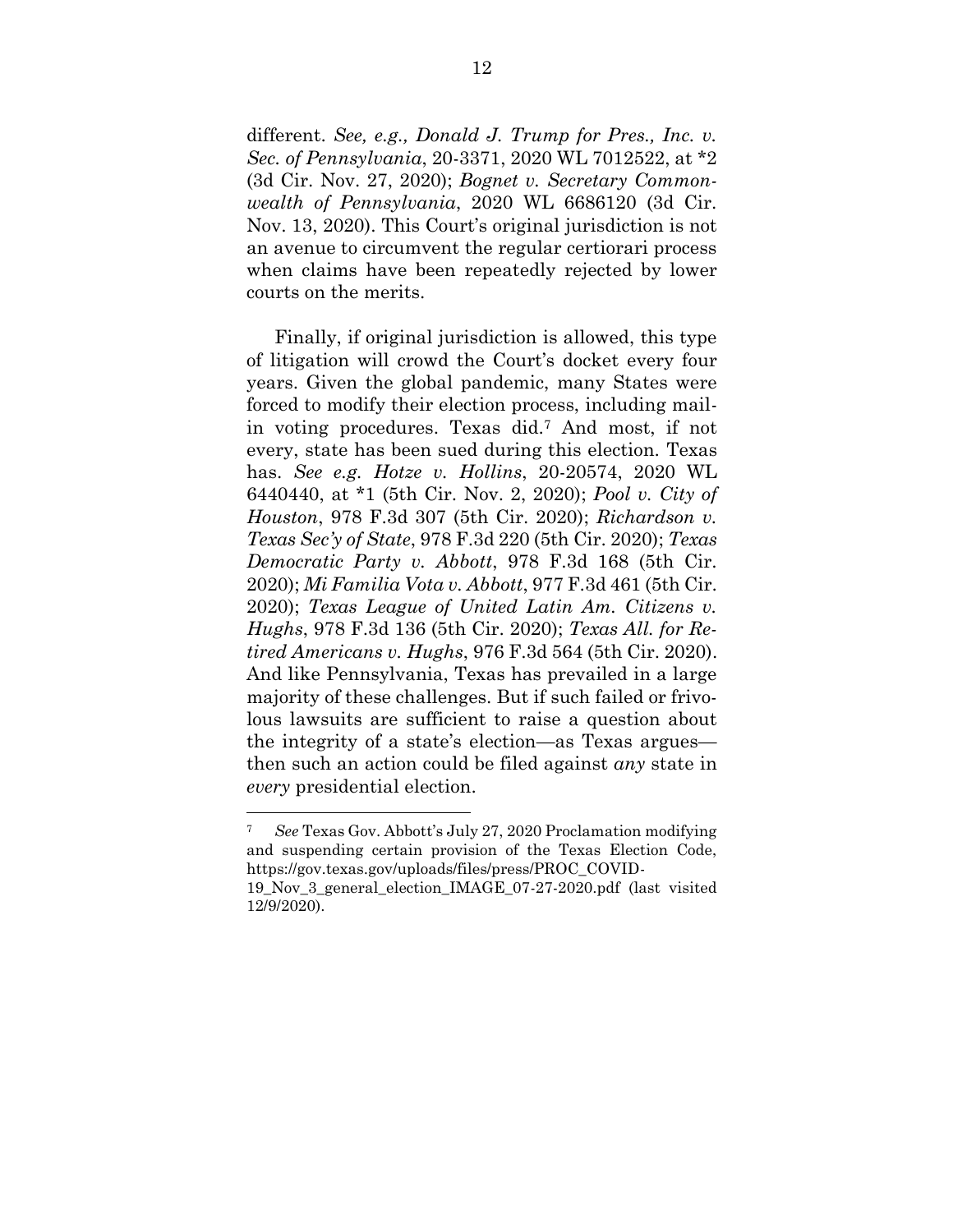different. *See, e.g., Donald J. Trump for Pres., Inc. v. Sec. of Pennsylvania*, 20-3371, 2020 WL 7012522, at *2 (3d Cir. Nov. 27, 2020); *Bognet v. Secretary Commonwealth of Pennsylvania*, 2020 WL 6686120 (3d Cir. Nov. 13, 2020). This Court's original jurisdiction is not an avenue to circumvent the regular certiorari process when claims have been repeatedly rejected by lower courts on the merits.

Finally, if original jurisdiction is allowed, this type of litigation will crowd the Court's docket every four years. Given the global pandemic, many States were forced to modify their election process, including mail-in voting procedures. Texas did.[7] And most, if not every, state has been sued during this election. Texas has. *See e.g. Hotze v. Hollins*, 20-20574, 2020 WL 6440440, at *1 (5th Cir. Nov. 2, 2020); *Pool v. City of Houston*, 978 F.3d 307 (5th Cir. 2020); *Richardson v. Texas Sec'y of State*, 978 F.3d 220 (5th Cir. 2020); *Texas Democratic Party v. Abbott*, 978 F.3d 168 (5th Cir. 2020); *Mi Familia Vota v. Abbott*, 977 F.3d 461 (5th Cir. 2020); *Texas League of United Latin Am. Citizens v. Hughs*, 978 F.3d 136 (5th Cir. 2020); *Texas All. for Retired Americans v. Hughs*, 976 F.3d 564 (5th Cir. 2020). And like Pennsylvania, Texas has prevailed in a large majority of these challenges. But if such failed or frivolous lawsuits are sufficient to raise a question about the integrity of a state's election—as Texas argues—then such an action could be filed against *any* state in *every* presidential election.

[7] *See* Texas Gov. Abbott's July 27, 2020 Proclamation modifying and suspending certain provision of the Texas Election Code, https://gov.texas.gov/uploads/files/press/PROC_COVID-19_Nov_3_general_election_IMAGE_07-27-2020.pdf (last visited 12/9/2020).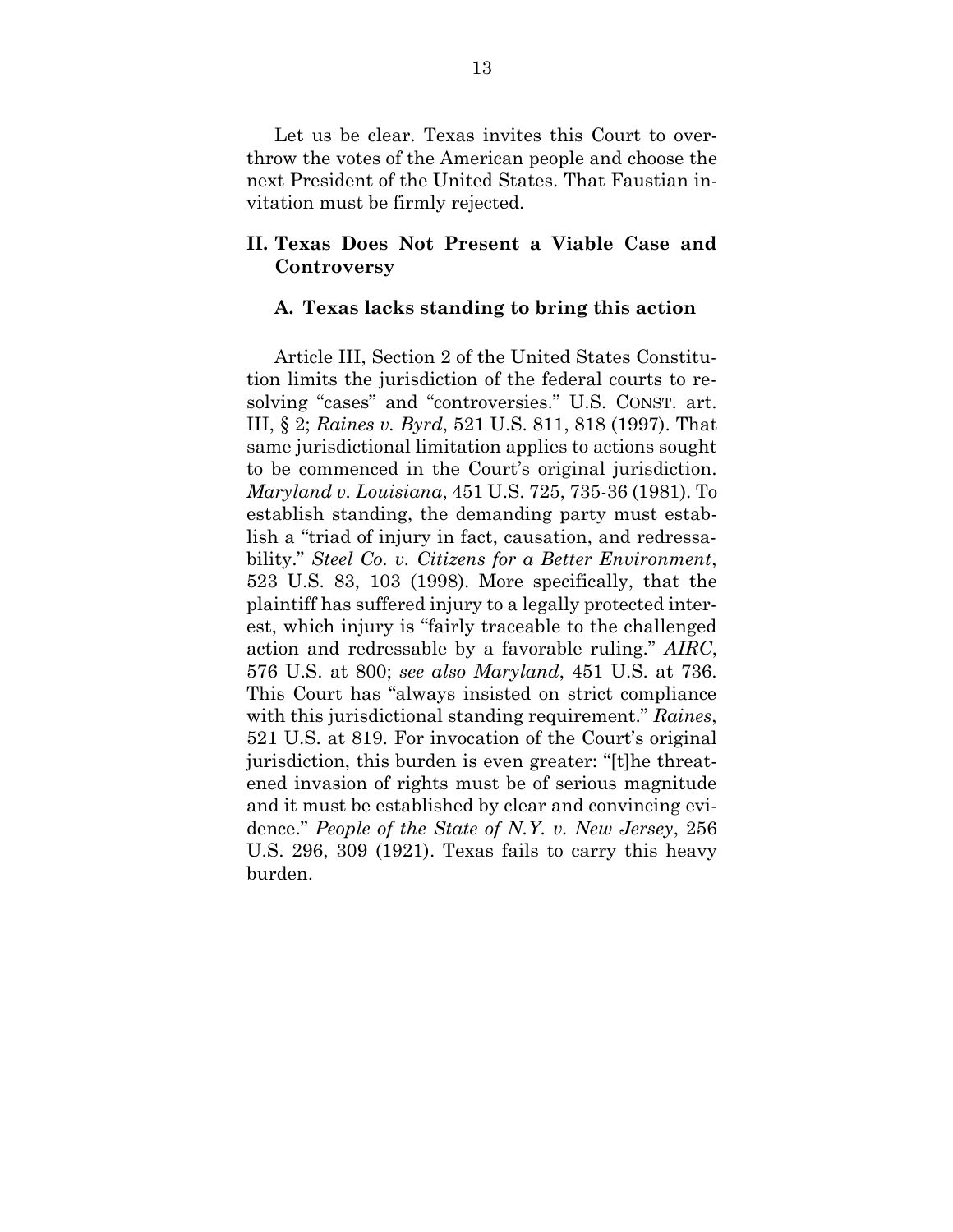Let us be clear. Texas invites this Court to overthrow the votes of the American people and choose the next President of the United States. That Faustian invitation must be firmly rejected.

## II. Texas Does Not Present a Viable Case and Controversy

### A. Texas lacks standing to bring this action

Article III, Section 2 of the United States Constitution limits the jurisdiction of the federal courts to resolving "cases" and "controversies." U.S. CONST. art. III, § 2; *Raines v. Byrd*, 521 U.S. 811, 818 (1997). That same jurisdictional limitation applies to actions sought to be commenced in the Court's original jurisdiction. *Maryland v. Louisiana*, 451 U.S. 725, 735-36 (1981). To establish standing, the demanding party must establish a "triad of injury in fact, causation, and redressability." *Steel Co. v. Citizens for a Better Environment*, 523 U.S. 83, 103 (1998). More specifically, that the plaintiff has suffered injury to a legally protected interest, which injury is "fairly traceable to the challenged action and redressable by a favorable ruling." *AIRC*, 576 U.S. at 800; *see also Maryland*, 451 U.S. at 736. This Court has "always insisted on strict compliance with this jurisdictional standing requirement." *Raines*, 521 U.S. at 819. For invocation of the Court's original jurisdiction, this burden is even greater: "[t]he threatened invasion of rights must be of serious magnitude and it must be established by clear and convincing evidence." *People of the State of N.Y. v. New Jersey*, 256 U.S. 296, 309 (1921). Texas fails to carry this heavy burden.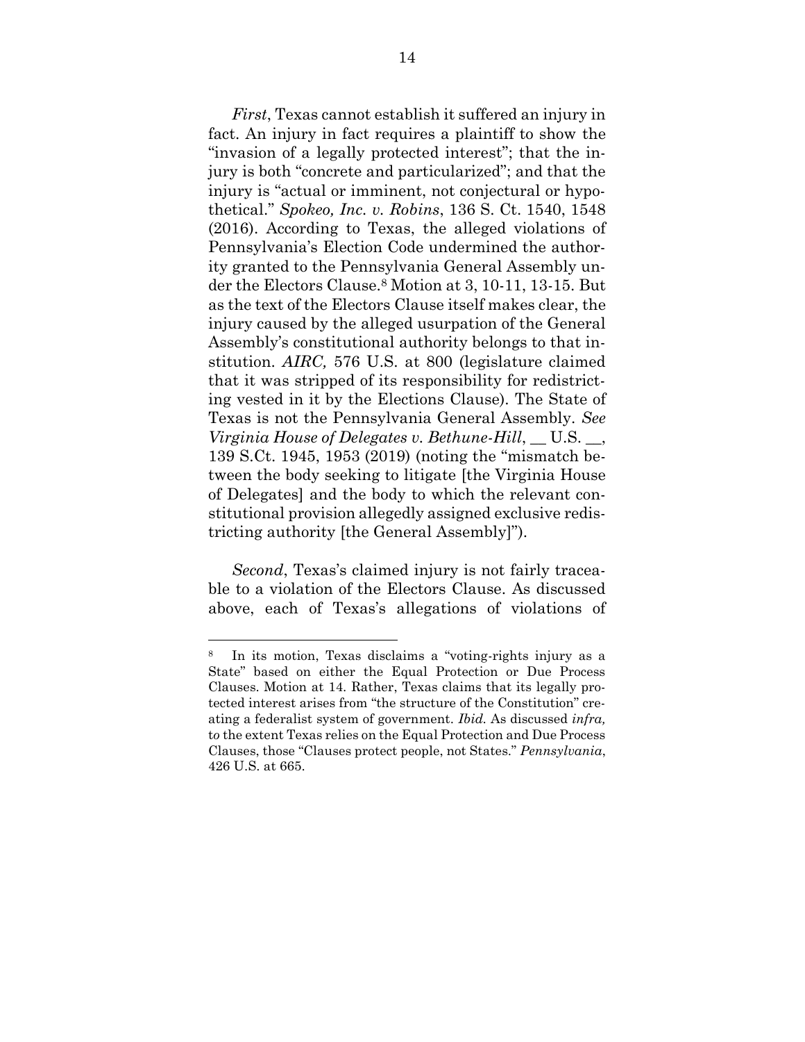*First*, Texas cannot establish it suffered an injury in fact. An injury in fact requires a plaintiff to show the "invasion of a legally protected interest"; that the injury is both "concrete and particularized"; and that the injury is "actual or imminent, not conjectural or hypothetical." *Spokeo, Inc. v. Robins*, 136 S. Ct. 1540, 1548 (2016). According to Texas, the alleged violations of Pennsylvania's Election Code undermined the authority granted to the Pennsylvania General Assembly under the Electors Clause.[8] Motion at 3, 10-11, 13-15. But as the text of the Electors Clause itself makes clear, the injury caused by the alleged usurpation of the General Assembly's constitutional authority belongs to that institution. *AIRC,* 576 U.S. at 800 (legislature claimed that it was stripped of its responsibility for redistricting vested in it by the Elections Clause). The State of Texas is not the Pennsylvania General Assembly. *See Virginia House of Delegates v. Bethune-Hill*, __ U.S. __, 139 S.Ct. 1945, 1953 (2019) (noting the "mismatch between the body seeking to litigate [the Virginia House of Delegates] and the body to which the relevant constitutional provision allegedly assigned exclusive redistricting authority [the General Assembly]").

*Second*, Texas's claimed injury is not fairly traceable to a violation of the Electors Clause. As discussed above, each of Texas's allegations of violations of

---

[8] In its motion, Texas disclaims a "voting-rights injury as a State" based on either the Equal Protection or Due Process Clauses. Motion at 14. Rather, Texas claims that its legally protected interest arises from "the structure of the Constitution" creating a federalist system of government. *Ibid.* As discussed *infra,* to the extent Texas relies on the Equal Protection and Due Process Clauses, those "Clauses protect people, not States." *Pennsylvania*, 426 U.S. at 665.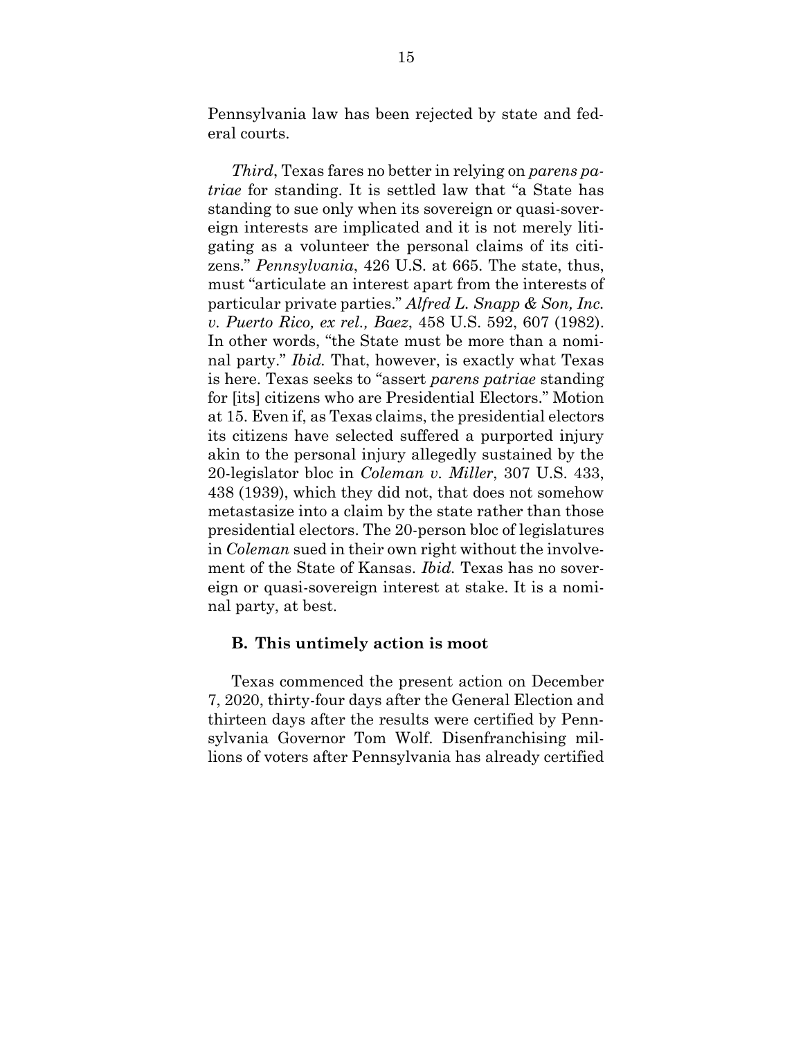Pennsylvania law has been rejected by state and federal courts.

*Third*, Texas fares no better in relying on *parens patriae* for standing. It is settled law that "a State has standing to sue only when its sovereign or quasi-sovereign interests are implicated and it is not merely litigating as a volunteer the personal claims of its citizens." *Pennsylvania*, 426 U.S. at 665. The state, thus, must "articulate an interest apart from the interests of particular private parties." *Alfred L. Snapp & Son, Inc. v. Puerto Rico, ex rel., Baez*, 458 U.S. 592, 607 (1982). In other words, "the State must be more than a nominal party." *Ibid.* That, however, is exactly what Texas is here. Texas seeks to "assert *parens patriae* standing for [its] citizens who are Presidential Electors." Motion at 15. Even if, as Texas claims, the presidential electors its citizens have selected suffered a purported injury akin to the personal injury allegedly sustained by the 20-legislator bloc in *Coleman v. Miller*, 307 U.S. 433, 438 (1939), which they did not, that does not somehow metastasize into a claim by the state rather than those presidential electors. The 20-person bloc of legislatures in *Coleman* sued in their own right without the involvement of the State of Kansas. *Ibid.* Texas has no sovereign or quasi-sovereign interest at stake. It is a nominal party, at best.

### B. This untimely action is moot

Texas commenced the present action on December 7, 2020, thirty-four days after the General Election and thirteen days after the results were certified by Pennsylvania Governor Tom Wolf. Disenfranchising millions of voters after Pennsylvania has already certified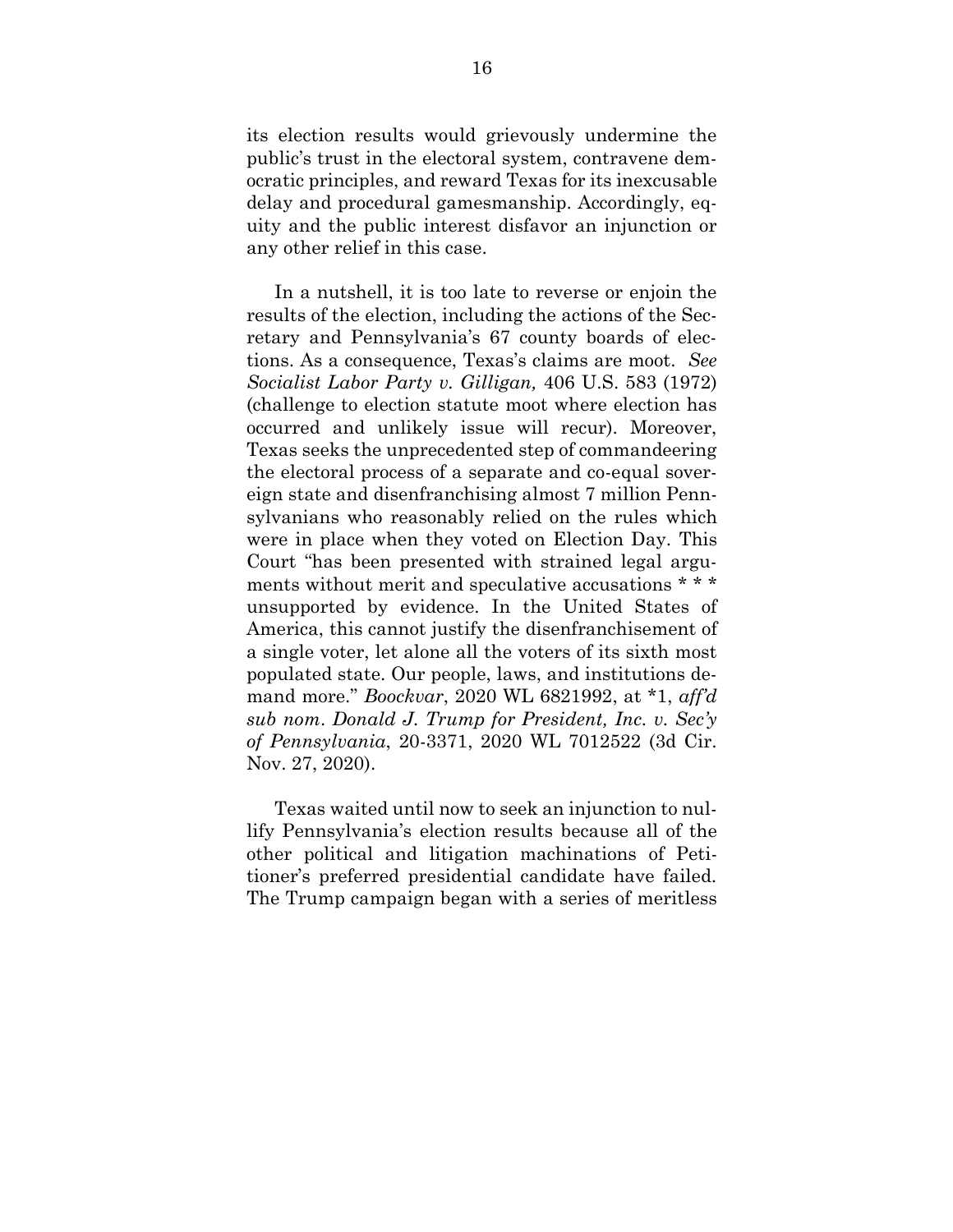its election results would grievously undermine the public's trust in the electoral system, contravene democratic principles, and reward Texas for its inexcusable delay and procedural gamesmanship. Accordingly, equity and the public interest disfavor an injunction or any other relief in this case.

In a nutshell, it is too late to reverse or enjoin the results of the election, including the actions of the Secretary and Pennsylvania's 67 county boards of elections. As a consequence, Texas's claims are moot. *See Socialist Labor Party v. Gilligan,* 406 U.S. 583 (1972) (challenge to election statute moot where election has occurred and unlikely issue will recur). Moreover, Texas seeks the unprecedented step of commandeering the electoral process of a separate and co-equal sovereign state and disenfranchising almost 7 million Pennsylvanians who reasonably relied on the rules which were in place when they voted on Election Day. This Court "has been presented with strained legal arguments without merit and speculative accusations * * * unsupported by evidence. In the United States of America, this cannot justify the disenfranchisement of a single voter, let alone all the voters of its sixth most populated state. Our people, laws, and institutions demand more." *Boockvar*, 2020 WL 6821992, at *1, *aff'd sub nom*. *Donald J. Trump for President, Inc. v. Sec'y of Pennsylvania*, 20-3371, 2020 WL 7012522 (3d Cir. Nov. 27, 2020).

Texas waited until now to seek an injunction to nullify Pennsylvania's election results because all of the other political and litigation machinations of Petitioner's preferred presidential candidate have failed. The Trump campaign began with a series of meritless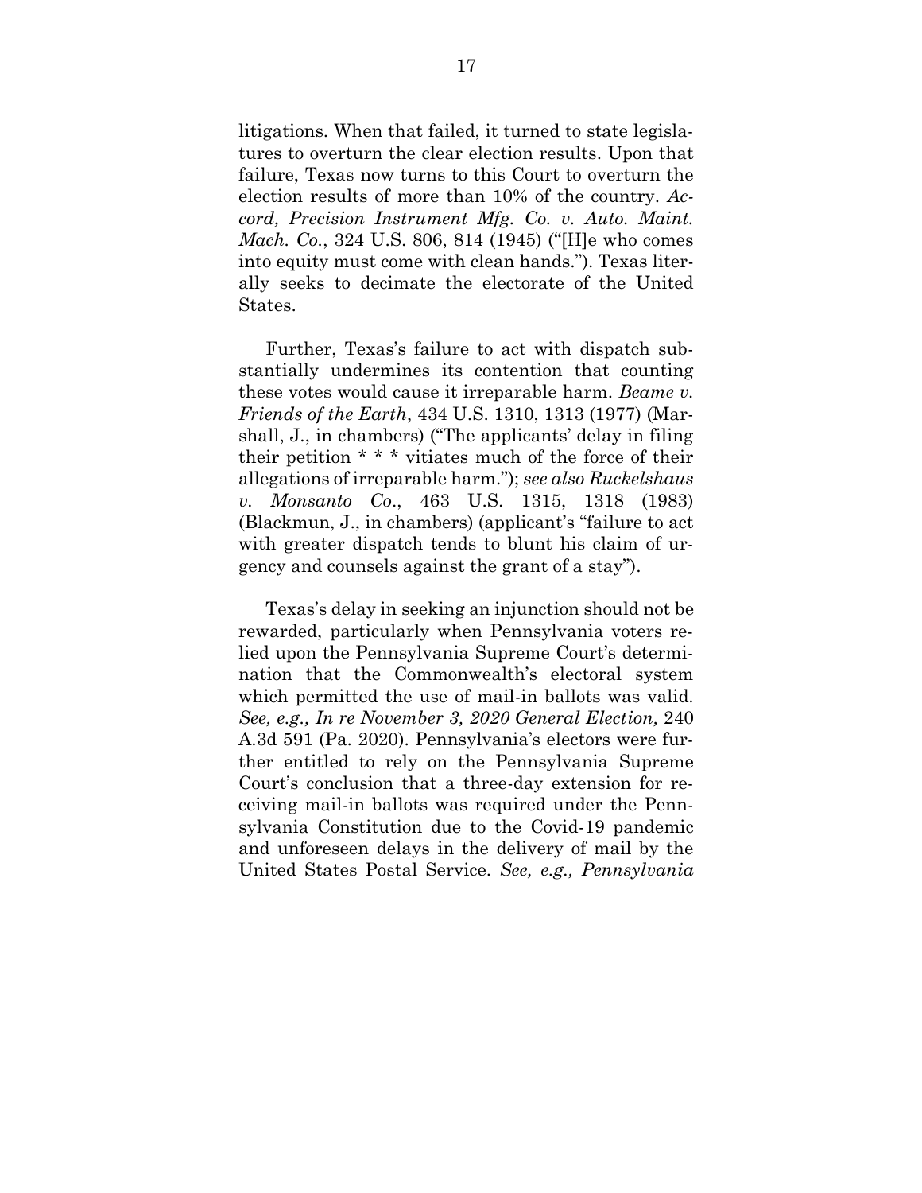litigations. When that failed, it turned to state legislatures to overturn the clear election results. Upon that failure, Texas now turns to this Court to overturn the election results of more than 10% of the country. *Accord, Precision Instrument Mfg. Co. v. Auto. Maint. Mach. Co.*, 324 U.S. 806, 814 (1945) ("[H]e who comes into equity must come with clean hands."). Texas literally seeks to decimate the electorate of the United States.

Further, Texas's failure to act with dispatch substantially undermines its contention that counting these votes would cause it irreparable harm. *Beame v. Friends of the Earth*, 434 U.S. 1310, 1313 (1977) (Marshall, J., in chambers) ("The applicants' delay in filing their petition * * * vitiates much of the force of their allegations of irreparable harm."); *see also Ruckelshaus v. Monsanto Co.*, 463 U.S. 1315, 1318 (1983) (Blackmun, J., in chambers) (applicant's "failure to act with greater dispatch tends to blunt his claim of urgency and counsels against the grant of a stay").

Texas's delay in seeking an injunction should not be rewarded, particularly when Pennsylvania voters relied upon the Pennsylvania Supreme Court's determination that the Commonwealth's electoral system which permitted the use of mail-in ballots was valid. *See, e.g., In re November 3, 2020 General Election,* 240 A.3d 591 (Pa. 2020). Pennsylvania's electors were further entitled to rely on the Pennsylvania Supreme Court's conclusion that a three-day extension for receiving mail-in ballots was required under the Pennsylvania Constitution due to the Covid-19 pandemic and unforeseen delays in the delivery of mail by the United States Postal Service. *See, e.g., Pennsylvania*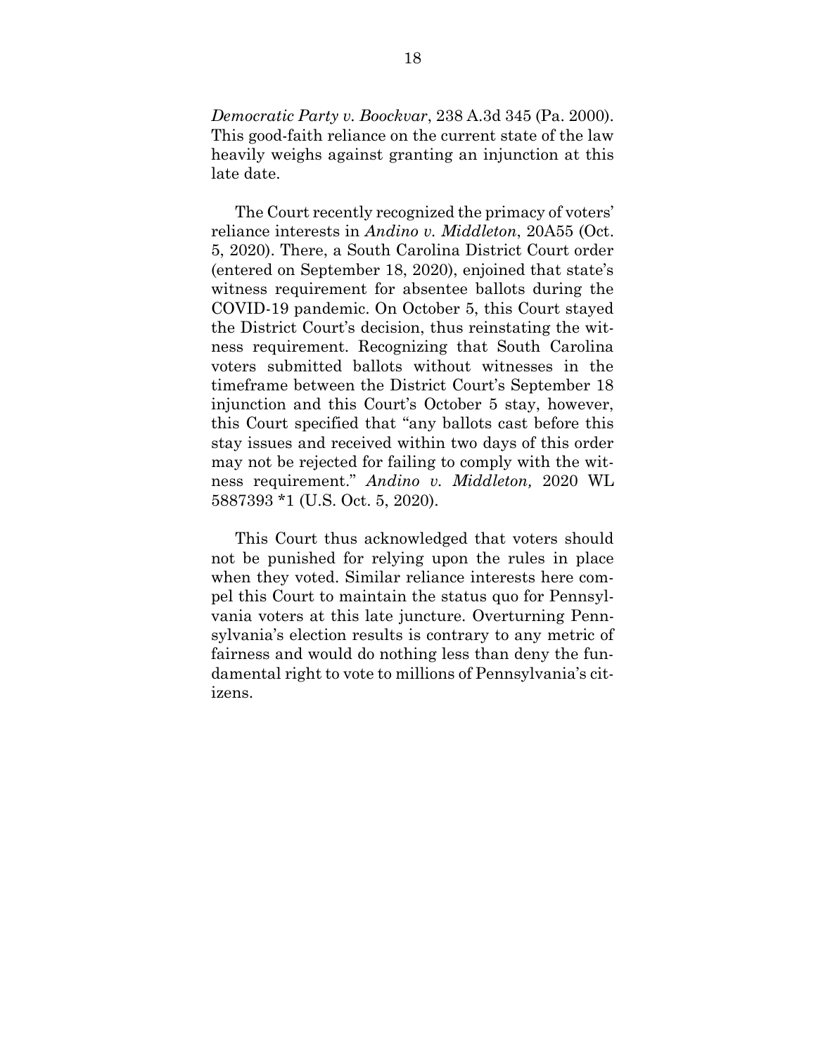*Democratic Party v. Boockvar*, 238 A.3d 345 (Pa. 2000). This good-faith reliance on the current state of the law heavily weighs against granting an injunction at this late date.

The Court recently recognized the primacy of voters' reliance interests in *Andino v. Middleton*, 20A55 (Oct. 5, 2020). There, a South Carolina District Court order (entered on September 18, 2020), enjoined that state's witness requirement for absentee ballots during the COVID-19 pandemic. On October 5, this Court stayed the District Court's decision, thus reinstating the witness requirement. Recognizing that South Carolina voters submitted ballots without witnesses in the timeframe between the District Court's September 18 injunction and this Court's October 5 stay, however, this Court specified that "any ballots cast before this stay issues and received within two days of this order may not be rejected for failing to comply with the witness requirement." *Andino v. Middleton,* 2020 WL 5887393 *1 (U.S. Oct. 5, 2020).

This Court thus acknowledged that voters should not be punished for relying upon the rules in place when they voted. Similar reliance interests here compel this Court to maintain the status quo for Pennsylvania voters at this late juncture. Overturning Pennsylvania's election results is contrary to any metric of fairness and would do nothing less than deny the fundamental right to vote to millions of Pennsylvania's citizens.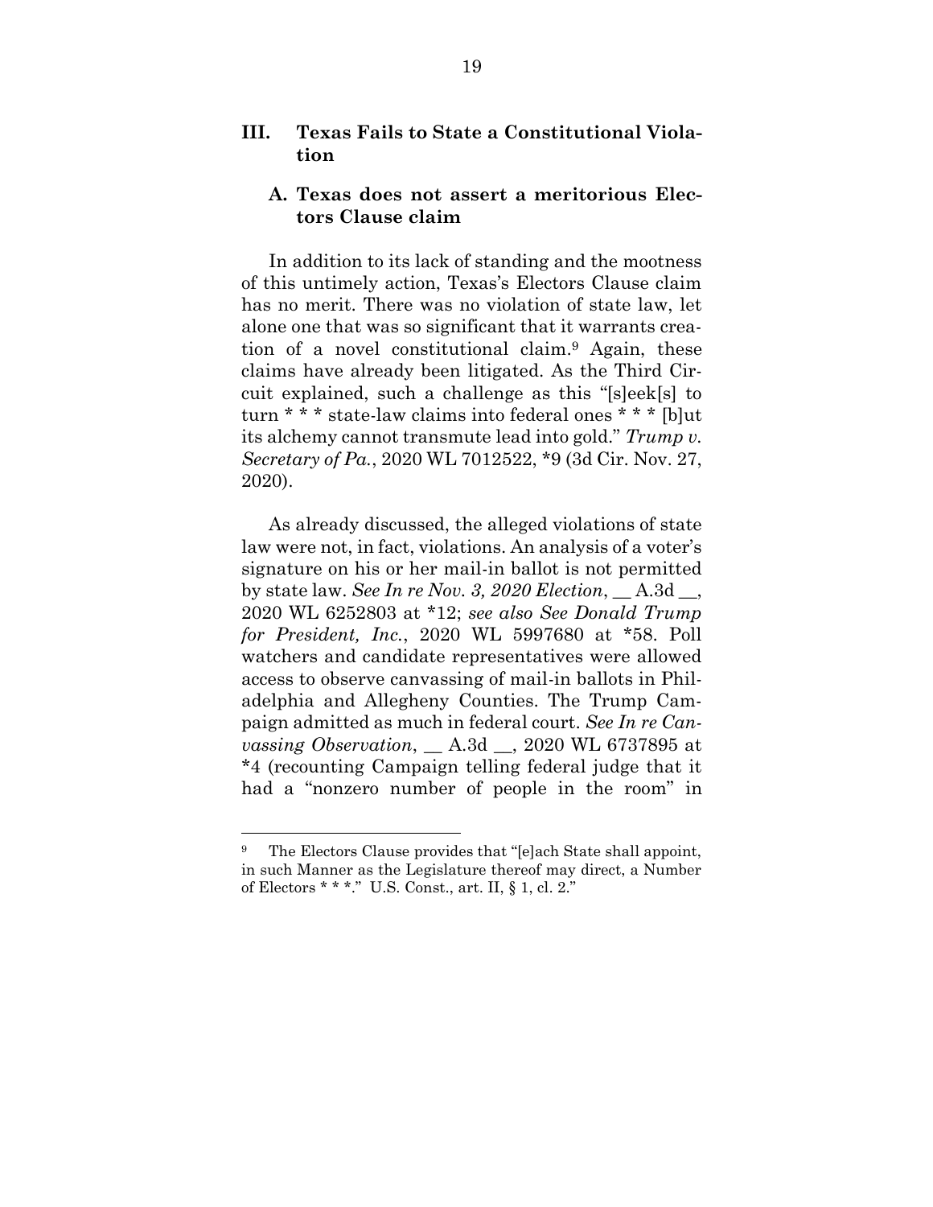## III. Texas Fails to State a Constitutional Violation

### A. Texas does not assert a meritorious Electors Clause claim

In addition to its lack of standing and the mootness of this untimely action, Texas's Electors Clause claim has no merit. There was no violation of state law, let alone one that was so significant that it warrants creation of a novel constitutional claim.[9] Again, these claims have already been litigated. As the Third Circuit explained, such a challenge as this "[s]eek[s] to turn * * * state-law claims into federal ones * * * [b]ut its alchemy cannot transmute lead into gold." *Trump v. Secretary of Pa.*, 2020 WL 7012522, *9 (3d Cir. Nov. 27, 2020).

As already discussed, the alleged violations of state law were not, in fact, violations. An analysis of a voter's signature on his or her mail-in ballot is not permitted by state law. *See In re Nov. 3, 2020 Election*, __ A.3d __, 2020 WL 6252803 at *12; *see also See Donald Trump for President, Inc.*, 2020 WL 5997680 at *58. Poll watchers and candidate representatives were allowed access to observe canvassing of mail-in ballots in Philadelphia and Allegheny Counties. The Trump Campaign admitted as much in federal court. *See In re Canvassing Observation*, __ A.3d __, 2020 WL 6737895 at *4 (recounting Campaign telling federal judge that it had a "nonzero number of people in the room" in

---

[9] The Electors Clause provides that "[e]ach State shall appoint, in such Manner as the Legislature thereof may direct, a Number of Electors * * *." U.S. Const., art. II, § 1, cl. 2."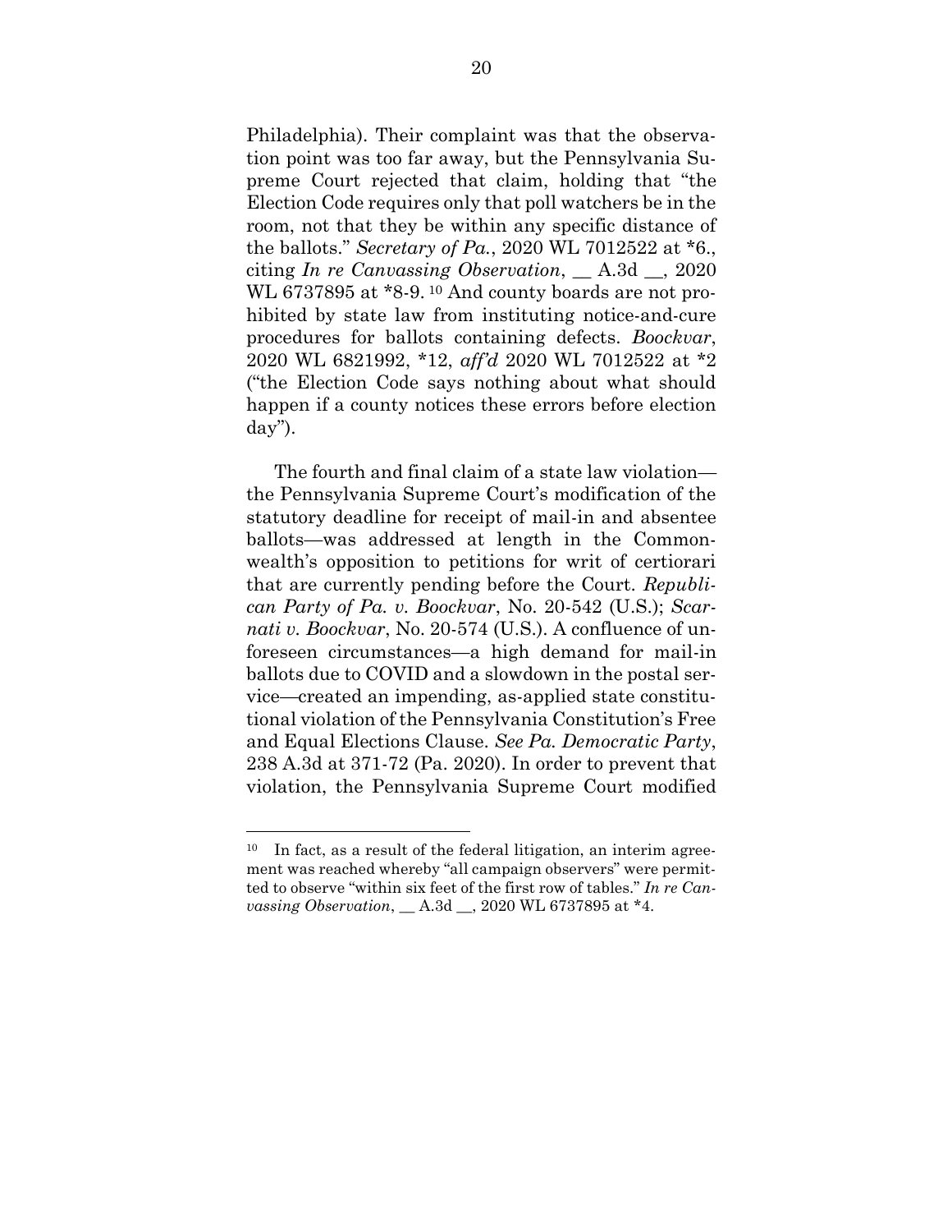Philadelphia). Their complaint was that the observation point was too far away, but the Pennsylvania Supreme Court rejected that claim, holding that "the Election Code requires only that poll watchers be in the room, not that they be within any specific distance of the ballots." *Secretary of Pa.*, 2020 WL 7012522 at *6., citing *In re Canvassing Observation*, __ A.3d __, 2020 WL 6737895 at *8-9.[10] And county boards are not prohibited by state law from instituting notice-and-cure procedures for ballots containing defects. *Boockvar*, 2020 WL 6821992, *12, *aff'd* 2020 WL 7012522 at *2 ("the Election Code says nothing about what should happen if a county notices these errors before election day").

The fourth and final claim of a state law violation—the Pennsylvania Supreme Court's modification of the statutory deadline for receipt of mail-in and absentee ballots—was addressed at length in the Commonwealth's opposition to petitions for writ of certiorari that are currently pending before the Court. *Republican Party of Pa. v. Boockvar*, No. 20-542 (U.S.); *Scarnati v. Boockvar*, No. 20-574 (U.S.). A confluence of unforeseen circumstances—a high demand for mail-in ballots due to COVID and a slowdown in the postal service—created an impending, as-applied state constitutional violation of the Pennsylvania Constitution's Free and Equal Elections Clause. *See Pa. Democratic Party*, 238 A.3d at 371-72 (Pa. 2020). In order to prevent that violation, the Pennsylvania Supreme Court modified

---

[10] In fact, as a result of the federal litigation, an interim agreement was reached whereby "all campaign observers" were permitted to observe "within six feet of the first row of tables." *In re Canvassing Observation*, __ A.3d __, 2020 WL 6737895 at *4.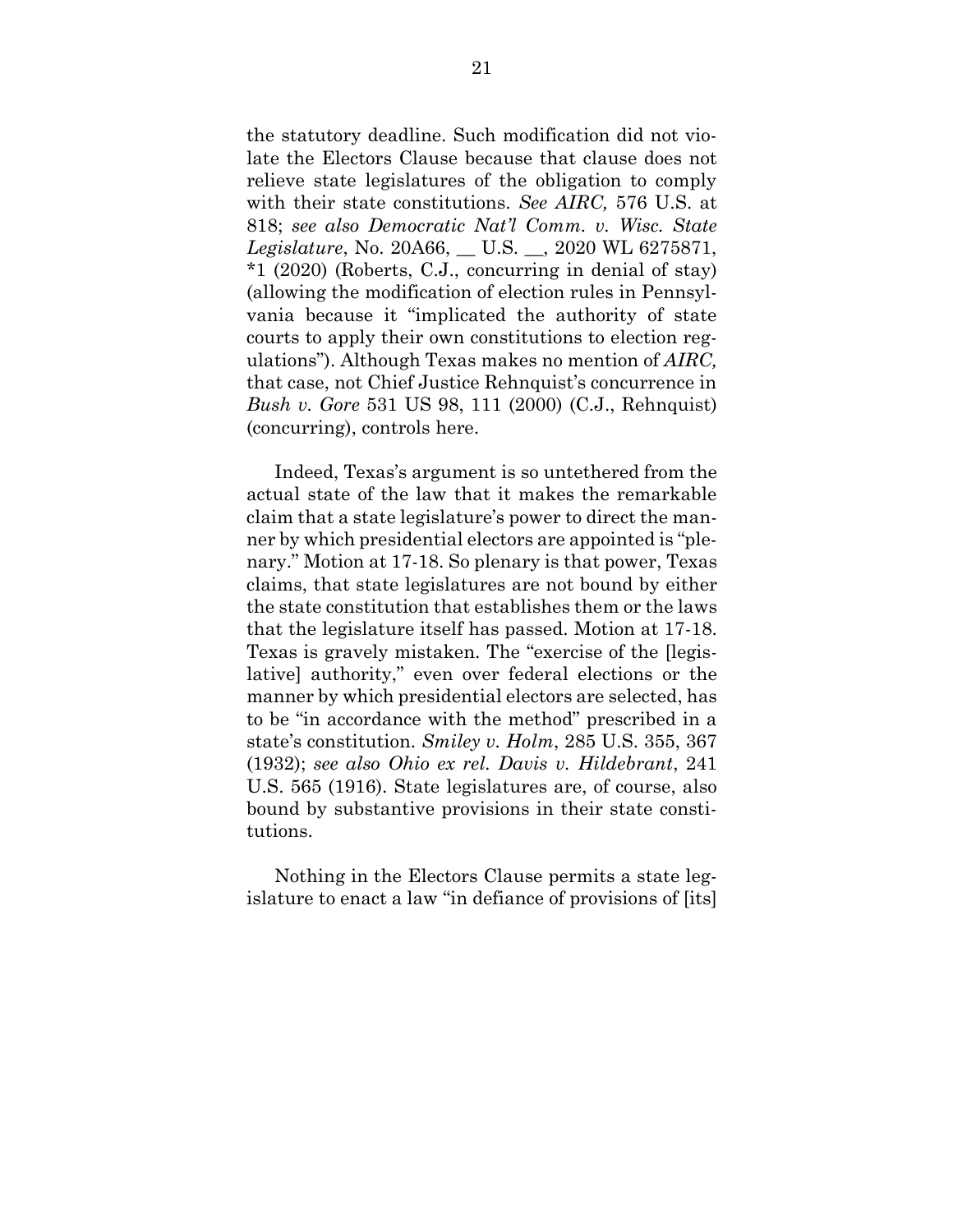the statutory deadline. Such modification did not violate the Electors Clause because that clause does not relieve state legislatures of the obligation to comply with their state constitutions. *See AIRC,* 576 U.S. at 818; *see also Democratic Nat'l Comm. v. Wisc. State Legislature*, No. 20A66, __ U.S. __, 2020 WL 6275871, *1 (2020) (Roberts, C.J., concurring in denial of stay) (allowing the modification of election rules in Pennsylvania because it "implicated the authority of state courts to apply their own constitutions to election regulations"). Although Texas makes no mention of *AIRC,* that case, not Chief Justice Rehnquist's concurrence in *Bush v. Gore* 531 US 98, 111 (2000) (C.J., Rehnquist) (concurring), controls here.

Indeed, Texas's argument is so untethered from the actual state of the law that it makes the remarkable claim that a state legislature's power to direct the manner by which presidential electors are appointed is "plenary." Motion at 17-18. So plenary is that power, Texas claims, that state legislatures are not bound by either the state constitution that establishes them or the laws that the legislature itself has passed. Motion at 17-18. Texas is gravely mistaken. The "exercise of the [legislative] authority," even over federal elections or the manner by which presidential electors are selected, has to be "in accordance with the method" prescribed in a state's constitution. *Smiley v. Holm*, 285 U.S. 355, 367 (1932); *see also Ohio ex rel. Davis v. Hildebrant*, 241 U.S. 565 (1916). State legislatures are, of course, also bound by substantive provisions in their state constitutions.

Nothing in the Electors Clause permits a state legislature to enact a law "in defiance of provisions of [its]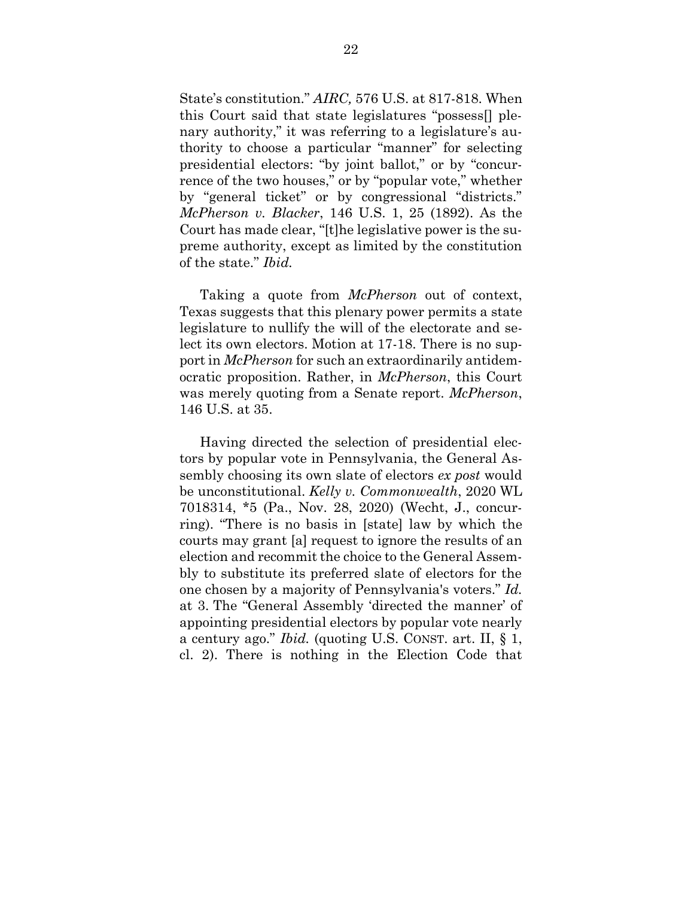State's constitution." *AIRC,* 576 U.S. at 817-818. When this Court said that state legislatures "possess[] plenary authority," it was referring to a legislature's authority to choose a particular "manner" for selecting presidential electors: "by joint ballot," or by "concurrence of the two houses," or by "popular vote," whether by "general ticket" or by congressional "districts." *McPherson v. Blacker*, 146 U.S. 1, 25 (1892). As the Court has made clear, "[t]he legislative power is the supreme authority, except as limited by the constitution of the state." *Ibid.*

Taking a quote from *McPherson* out of context, Texas suggests that this plenary power permits a state legislature to nullify the will of the electorate and select its own electors. Motion at 17-18. There is no support in *McPherson* for such an extraordinarily antidemocratic proposition. Rather, in *McPherson*, this Court was merely quoting from a Senate report. *McPherson*, 146 U.S. at 35.

Having directed the selection of presidential electors by popular vote in Pennsylvania, the General Assembly choosing its own slate of electors *ex post* would be unconstitutional. *Kelly v. Commonwealth*, 2020 WL 7018314, *5 (Pa., Nov. 28, 2020) (Wecht, J., concurring). "There is no basis in [state] law by which the courts may grant [a] request to ignore the results of an election and recommit the choice to the General Assembly to substitute its preferred slate of electors for the one chosen by a majority of Pennsylvania's voters." *Id.* at 3. The "General Assembly 'directed the manner' of appointing presidential electors by popular vote nearly a century ago." *Ibid.* (quoting U.S. CONST. art. II, § 1, cl. 2). There is nothing in the Election Code that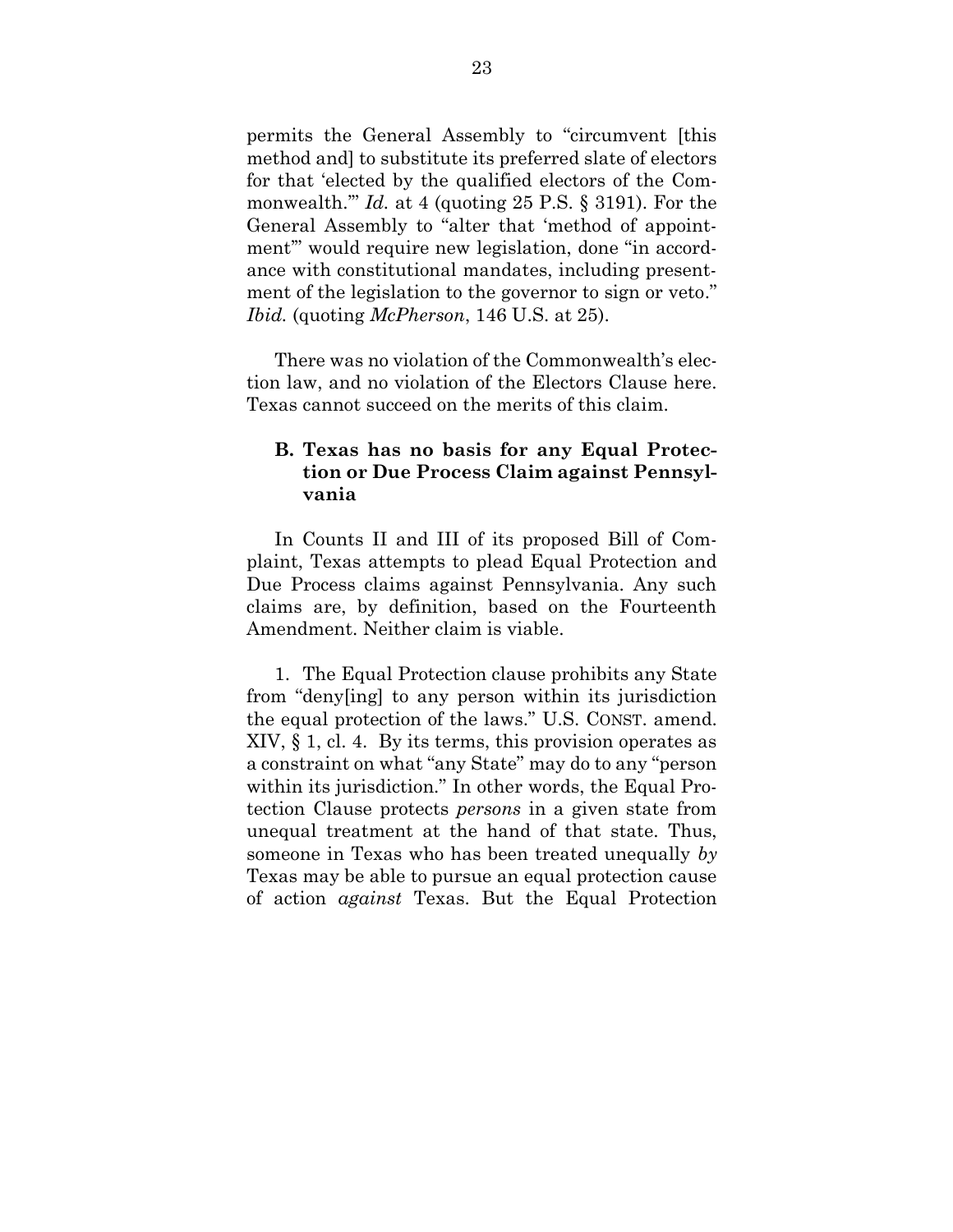permits the General Assembly to "circumvent [this method and] to substitute its preferred slate of electors for that 'elected by the qualified electors of the Commonwealth.'" *Id.* at 4 (quoting 25 P.S. § 3191). For the General Assembly to "alter that 'method of appointment'" would require new legislation, done "in accordance with constitutional mandates, including presentment of the legislation to the governor to sign or veto." *Ibid.* (quoting *McPherson*, 146 U.S. at 25).

There was no violation of the Commonwealth's election law, and no violation of the Electors Clause here. Texas cannot succeed on the merits of this claim.

### B. Texas has no basis for any Equal Protection or Due Process Claim against Pennsylvania

In Counts II and III of its proposed Bill of Complaint, Texas attempts to plead Equal Protection and Due Process claims against Pennsylvania. Any such claims are, by definition, based on the Fourteenth Amendment. Neither claim is viable.

1. The Equal Protection clause prohibits any State from "deny[ing] to any person within its jurisdiction the equal protection of the laws." U.S. CONST. amend. XIV, § 1, cl. 4. By its terms, this provision operates as a constraint on what "any State" may do to any "person within its jurisdiction." In other words, the Equal Protection Clause protects *persons* in a given state from unequal treatment at the hand of that state. Thus, someone in Texas who has been treated unequally *by* Texas may be able to pursue an equal protection cause of action *against* Texas. But the Equal Protection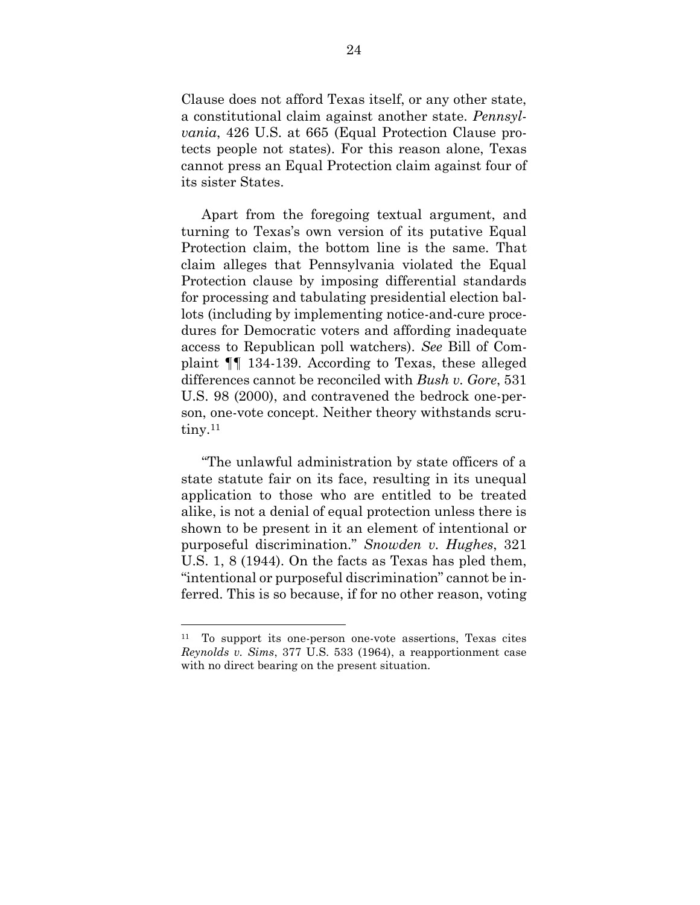Clause does not afford Texas itself, or any other state, a constitutional claim against another state. *Pennsylvania*, 426 U.S. at 665 (Equal Protection Clause protects people not states). For this reason alone, Texas cannot press an Equal Protection claim against four of its sister States.

Apart from the foregoing textual argument, and turning to Texas's own version of its putative Equal Protection claim, the bottom line is the same. That claim alleges that Pennsylvania violated the Equal Protection clause by imposing differential standards for processing and tabulating presidential election ballots (including by implementing notice-and-cure procedures for Democratic voters and affording inadequate access to Republican poll watchers). *See* Bill of Complaint ¶¶ 134-139. According to Texas, these alleged differences cannot be reconciled with *Bush v. Gore*, 531 U.S. 98 (2000), and contravened the bedrock one-person, one-vote concept. Neither theory withstands scrutiny.[11]

"The unlawful administration by state officers of a state statute fair on its face, resulting in its unequal application to those who are entitled to be treated alike, is not a denial of equal protection unless there is shown to be present in it an element of intentional or purposeful discrimination." *Snowden v. Hughes*, 321 U.S. 1, 8 (1944). On the facts as Texas has pled them, "intentional or purposeful discrimination" cannot be inferred. This is so because, if for no other reason, voting

---

[11] To support its one-person one-vote assertions, Texas cites *Reynolds v. Sims*, 377 U.S. 533 (1964), a reapportionment case with no direct bearing on the present situation.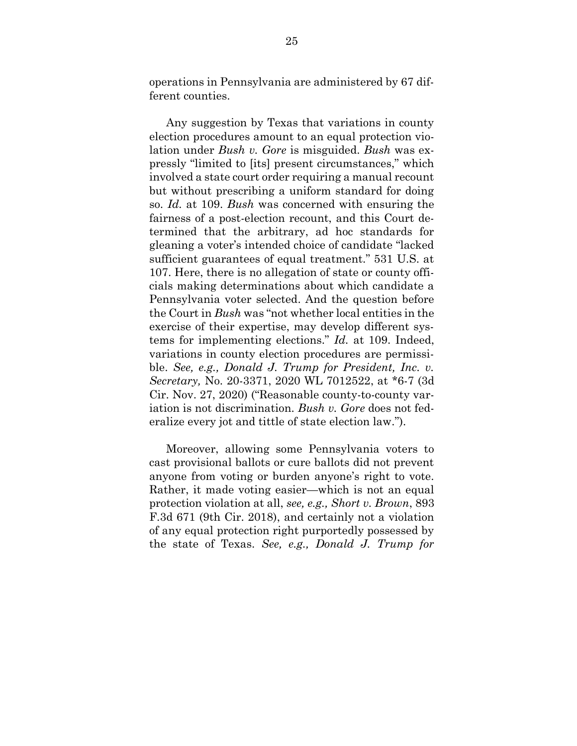operations in Pennsylvania are administered by 67 different counties.

Any suggestion by Texas that variations in county election procedures amount to an equal protection violation under *Bush v. Gore* is misguided. *Bush* was expressly "limited to [its] present circumstances," which involved a state court order requiring a manual recount but without prescribing a uniform standard for doing so. *Id.* at 109. *Bush* was concerned with ensuring the fairness of a post-election recount, and this Court determined that the arbitrary, ad hoc standards for gleaning a voter's intended choice of candidate "lacked sufficient guarantees of equal treatment." 531 U.S. at 107. Here, there is no allegation of state or county officials making determinations about which candidate a Pennsylvania voter selected. And the question before the Court in *Bush* was "not whether local entities in the exercise of their expertise, may develop different systems for implementing elections." *Id.* at 109. Indeed, variations in county election procedures are permissible. *See, e.g., Donald J. Trump for President, Inc. v. Secretary,* No. 20-3371, 2020 WL 7012522, at *6-7 (3d Cir. Nov. 27, 2020) ("Reasonable county-to-county variation is not discrimination. *Bush v. Gore* does not federalize every jot and tittle of state election law.").

Moreover, allowing some Pennsylvania voters to cast provisional ballots or cure ballots did not prevent anyone from voting or burden anyone's right to vote. Rather, it made voting easier—which is not an equal protection violation at all, *see, e.g., Short v. Brown*, 893 F.3d 671 (9th Cir. 2018), and certainly not a violation of any equal protection right purportedly possessed by the state of Texas. *See, e.g., Donald J. Trump for*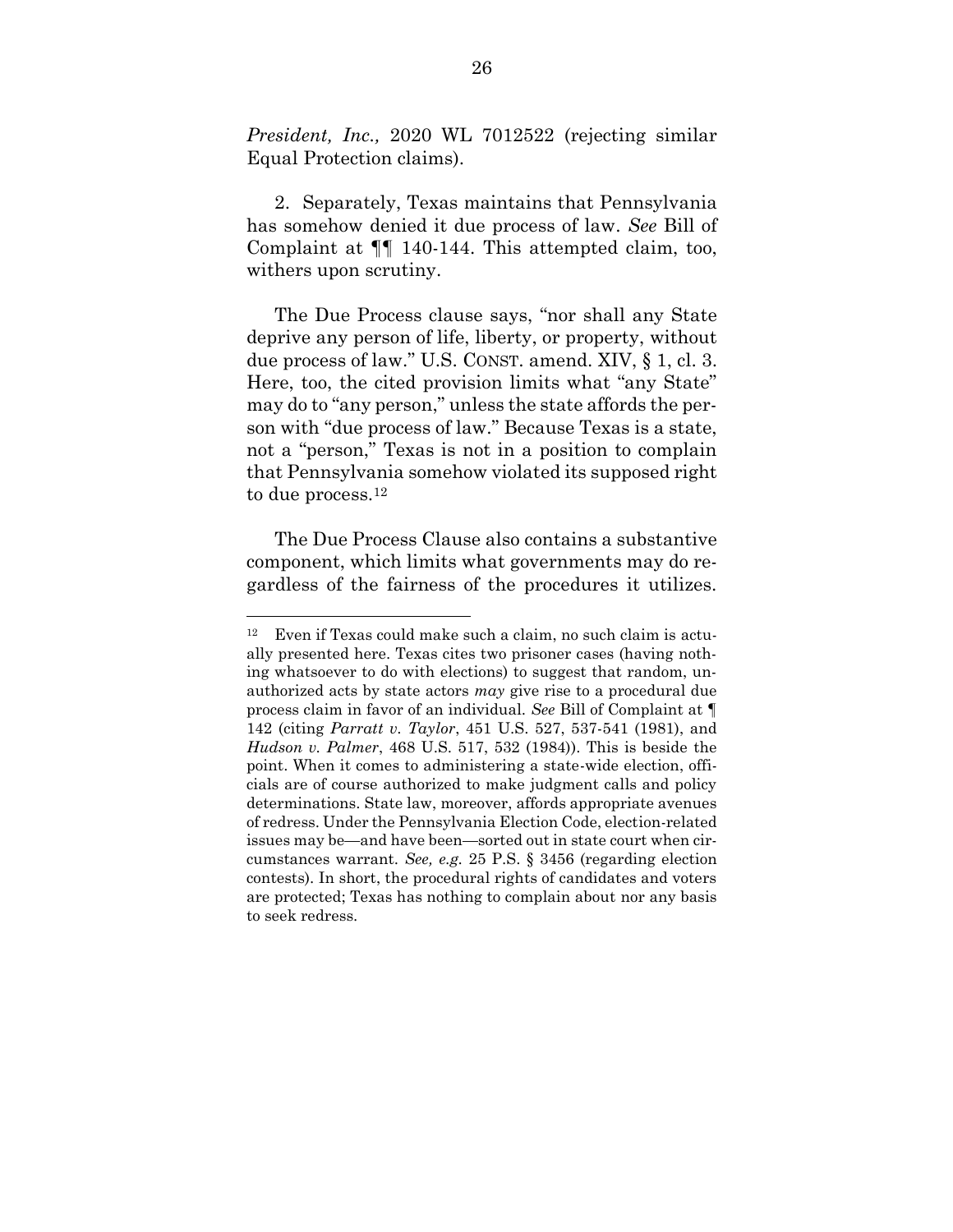*President, Inc.,* 2020 WL 7012522 (rejecting similar Equal Protection claims).

2. Separately, Texas maintains that Pennsylvania has somehow denied it due process of law. *See* Bill of Complaint at ¶¶ 140-144. This attempted claim, too, withers upon scrutiny.

The Due Process clause says, "nor shall any State deprive any person of life, liberty, or property, without due process of law." U.S. CONST. amend. XIV, § 1, cl. 3. Here, too, the cited provision limits what "any State" may do to "any person," unless the state affords the person with "due process of law." Because Texas is a state, not a "person," Texas is not in a position to complain that Pennsylvania somehow violated its supposed right to due process.[12]

The Due Process Clause also contains a substantive component, which limits what governments may do regardless of the fairness of the procedures it utilizes.

---

[12] Even if Texas could make such a claim, no such claim is actually presented here. Texas cites two prisoner cases (having nothing whatsoever to do with elections) to suggest that random, unauthorized acts by state actors *may* give rise to a procedural due process claim in favor of an individual. *See* Bill of Complaint at ¶ 142 (citing *Parratt v. Taylor*, 451 U.S. 527, 537-541 (1981), and *Hudson v. Palmer*, 468 U.S. 517, 532 (1984)). This is beside the point. When it comes to administering a state-wide election, officials are of course authorized to make judgment calls and policy determinations. State law, moreover, affords appropriate avenues of redress. Under the Pennsylvania Election Code, election-related issues may be—and have been—sorted out in state court when circumstances warrant. *See, e.g.* 25 P.S. § 3456 (regarding election contests). In short, the procedural rights of candidates and voters are protected; Texas has nothing to complain about nor any basis to seek redress.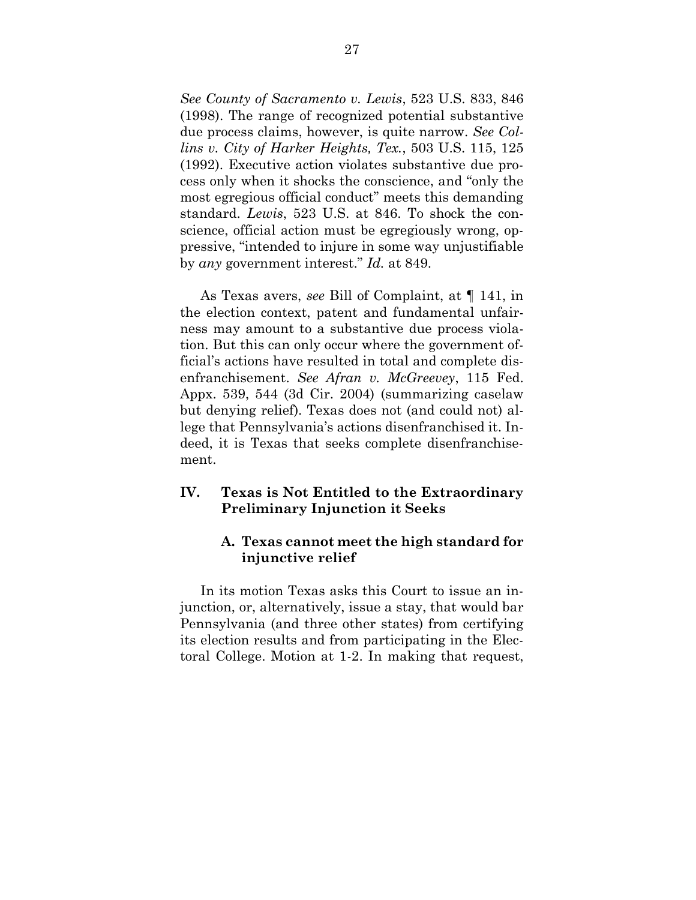*See County of Sacramento v. Lewis*, 523 U.S. 833, 846 (1998). The range of recognized potential substantive due process claims, however, is quite narrow. *See Collins v. City of Harker Heights, Tex.*, 503 U.S. 115, 125 (1992). Executive action violates substantive due process only when it shocks the conscience, and "only the most egregious official conduct" meets this demanding standard. *Lewis*, 523 U.S. at 846. To shock the conscience, official action must be egregiously wrong, oppressive, "intended to injure in some way unjustifiable by *any* government interest." *Id.* at 849.

As Texas avers, *see* Bill of Complaint, at ¶ 141, in the election context, patent and fundamental unfairness may amount to a substantive due process violation. But this can only occur where the government official's actions have resulted in total and complete disenfranchisement. *See Afran v. McGreevey*, 115 Fed. Appx. 539, 544 (3d Cir. 2004) (summarizing caselaw but denying relief). Texas does not (and could not) allege that Pennsylvania's actions disenfranchised it. Indeed, it is Texas that seeks complete disenfranchisement.

## IV. Texas is Not Entitled to the Extraordinary Preliminary Injunction it Seeks

### A. Texas cannot meet the high standard for injunctive relief

In its motion Texas asks this Court to issue an injunction, or, alternatively, issue a stay, that would bar Pennsylvania (and three other states) from certifying its election results and from participating in the Electoral College. Motion at 1-2. In making that request,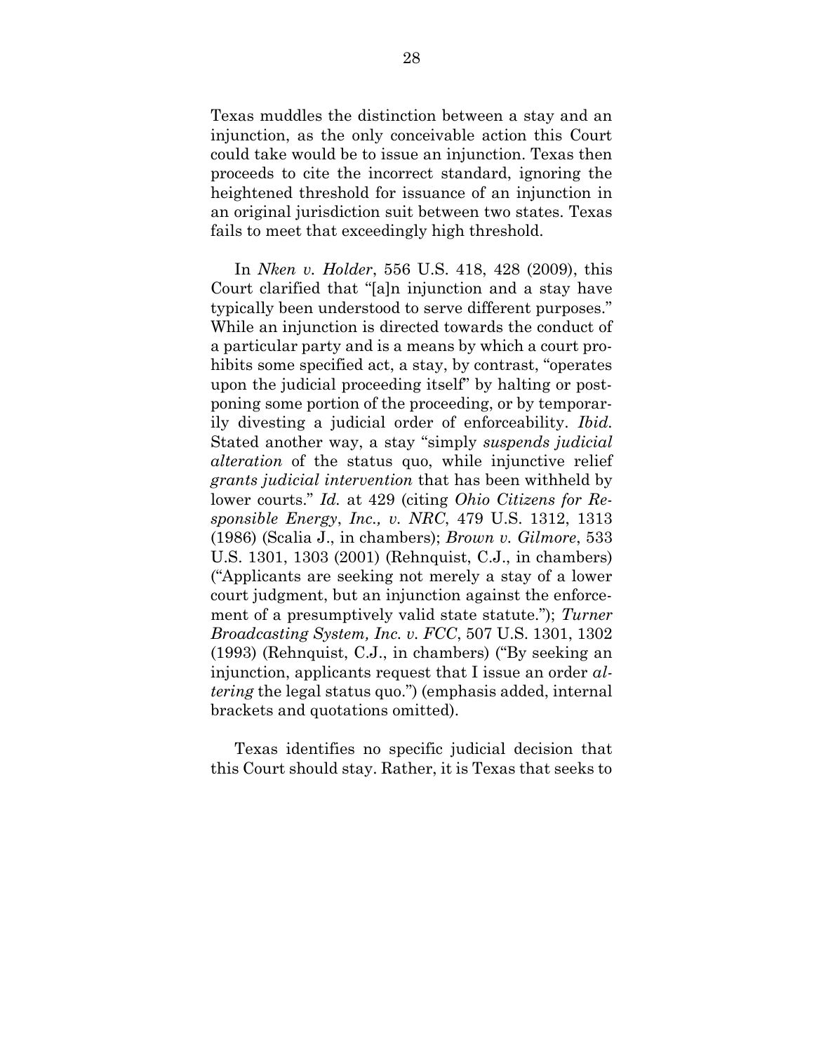Texas muddles the distinction between a stay and an injunction, as the only conceivable action this Court could take would be to issue an injunction. Texas then proceeds to cite the incorrect standard, ignoring the heightened threshold for issuance of an injunction in an original jurisdiction suit between two states. Texas fails to meet that exceedingly high threshold.

In *Nken v. Holder*, 556 U.S. 418, 428 (2009), this Court clarified that "[a]n injunction and a stay have typically been understood to serve different purposes." While an injunction is directed towards the conduct of a particular party and is a means by which a court prohibits some specified act, a stay, by contrast, "operates upon the judicial proceeding itself" by halting or postponing some portion of the proceeding, or by temporarily divesting a judicial order of enforceability. *Ibid.* Stated another way, a stay "simply *suspends judicial alteration* of the status quo, while injunctive relief *grants judicial intervention* that has been withheld by lower courts." *Id.* at 429 (citing *Ohio Citizens for Responsible Energy*, *Inc., v. NRC*, 479 U.S. 1312, 1313 (1986) (Scalia J., in chambers); *Brown v. Gilmore*, 533 U.S. 1301, 1303 (2001) (Rehnquist, C.J., in chambers) ("Applicants are seeking not merely a stay of a lower court judgment, but an injunction against the enforcement of a presumptively valid state statute."); *Turner Broadcasting System, Inc. v. FCC*, 507 U.S. 1301, 1302 (1993) (Rehnquist, C.J., in chambers) ("By seeking an injunction, applicants request that I issue an order *altering* the legal status quo.") (emphasis added, internal brackets and quotations omitted).

Texas identifies no specific judicial decision that this Court should stay. Rather, it is Texas that seeks to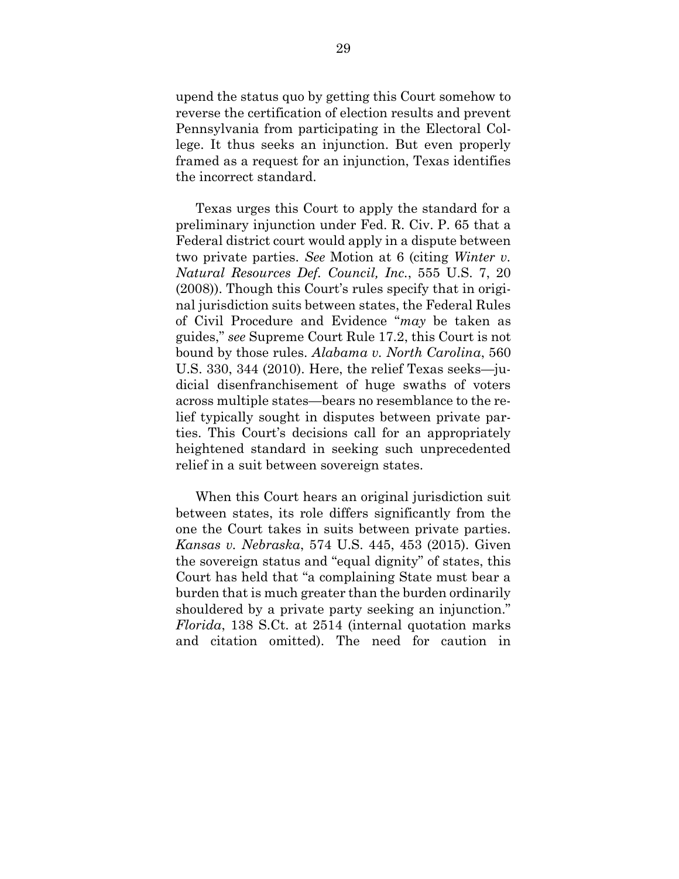upend the status quo by getting this Court somehow to reverse the certification of election results and prevent Pennsylvania from participating in the Electoral College. It thus seeks an injunction. But even properly framed as a request for an injunction, Texas identifies the incorrect standard.

Texas urges this Court to apply the standard for a preliminary injunction under Fed. R. Civ. P. 65 that a Federal district court would apply in a dispute between two private parties. *See* Motion at 6 (citing *Winter v. Natural Resources Def. Council, Inc.*, 555 U.S. 7, 20 (2008)). Though this Court's rules specify that in original jurisdiction suits between states, the Federal Rules of Civil Procedure and Evidence "*may* be taken as guides," *see* Supreme Court Rule 17.2, this Court is not bound by those rules. *Alabama v. North Carolina*, 560 U.S. 330, 344 (2010). Here, the relief Texas seeks—judicial disenfranchisement of huge swaths of voters across multiple states—bears no resemblance to the relief typically sought in disputes between private parties. This Court's decisions call for an appropriately heightened standard in seeking such unprecedented relief in a suit between sovereign states.

When this Court hears an original jurisdiction suit between states, its role differs significantly from the one the Court takes in suits between private parties. *Kansas v. Nebraska*, 574 U.S. 445, 453 (2015). Given the sovereign status and "equal dignity" of states, this Court has held that "a complaining State must bear a burden that is much greater than the burden ordinarily shouldered by a private party seeking an injunction." *Florida*, 138 S.Ct. at 2514 (internal quotation marks and citation omitted). The need for caution in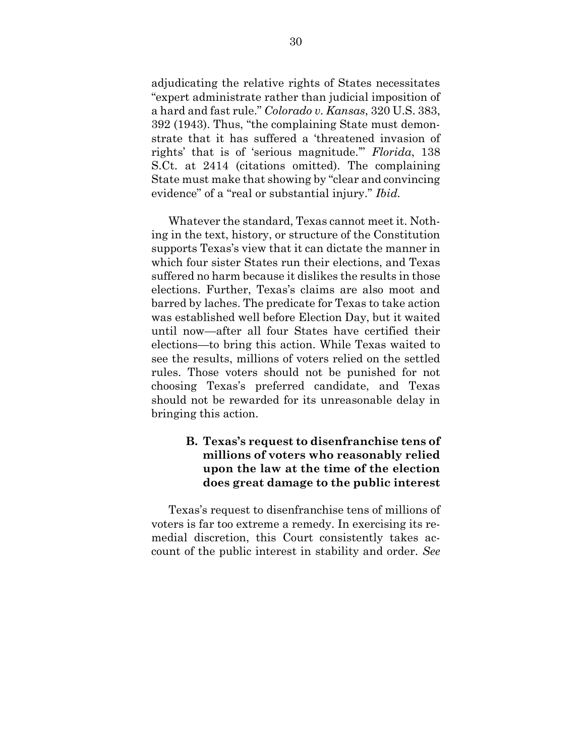adjudicating the relative rights of States necessitates "expert administrate rather than judicial imposition of a hard and fast rule." *Colorado v. Kansas*, 320 U.S. 383, 392 (1943). Thus, "the complaining State must demonstrate that it has suffered a 'threatened invasion of rights' that is of 'serious magnitude.'" *Florida*, 138 S.Ct. at 2414 (citations omitted). The complaining State must make that showing by "clear and convincing evidence" of a "real or substantial injury." *Ibid.*

Whatever the standard, Texas cannot meet it. Nothing in the text, history, or structure of the Constitution supports Texas's view that it can dictate the manner in which four sister States run their elections, and Texas suffered no harm because it dislikes the results in those elections. Further, Texas's claims are also moot and barred by laches. The predicate for Texas to take action was established well before Election Day, but it waited until now—after all four States have certified their elections—to bring this action. While Texas waited to see the results, millions of voters relied on the settled rules. Those voters should not be punished for not choosing Texas's preferred candidate, and Texas should not be rewarded for its unreasonable delay in bringing this action.

### B. Texas's request to disenfranchise tens of millions of voters who reasonably relied upon the law at the time of the election does great damage to the public interest

Texas's request to disenfranchise tens of millions of voters is far too extreme a remedy. In exercising its remedial discretion, this Court consistently takes account of the public interest in stability and order. *See*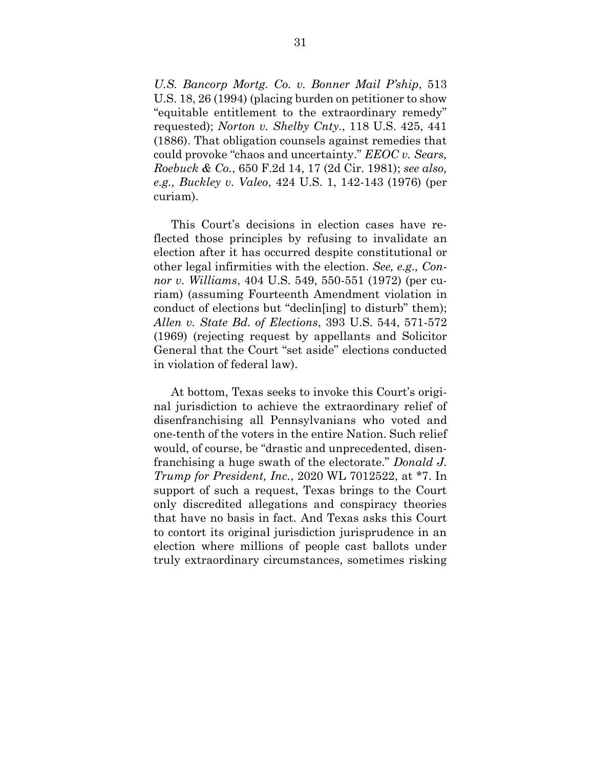*U.S. Bancorp Mortg. Co. v. Bonner Mail P'ship*, 513 U.S. 18, 26 (1994) (placing burden on petitioner to show "equitable entitlement to the extraordinary remedy" requested); *Norton v. Shelby Cnty.*, 118 U.S. 425, 441 (1886). That obligation counsels against remedies that could provoke "chaos and uncertainty." *EEOC v. Sears, Roebuck & Co.*, 650 F.2d 14, 17 (2d Cir. 1981); *see also, e.g., Buckley v. Valeo*, 424 U.S. 1, 142-143 (1976) (per curiam).

This Court's decisions in election cases have reflected those principles by refusing to invalidate an election after it has occurred despite constitutional or other legal infirmities with the election. *See, e.g., Connor v. Williams*, 404 U.S. 549, 550-551 (1972) (per curiam) (assuming Fourteenth Amendment violation in conduct of elections but "declin[ing] to disturb" them); *Allen v. State Bd. of Elections*, 393 U.S. 544, 571-572 (1969) (rejecting request by appellants and Solicitor General that the Court "set aside" elections conducted in violation of federal law).

At bottom, Texas seeks to invoke this Court's original jurisdiction to achieve the extraordinary relief of disenfranchising all Pennsylvanians who voted and one-tenth of the voters in the entire Nation. Such relief would, of course, be "drastic and unprecedented, disenfranchising a huge swath of the electorate." *Donald J. Trump for President, Inc.*, 2020 WL 7012522, at *7. In support of such a request, Texas brings to the Court only discredited allegations and conspiracy theories that have no basis in fact. And Texas asks this Court to contort its original jurisdiction jurisprudence in an election where millions of people cast ballots under truly extraordinary circumstances, sometimes risking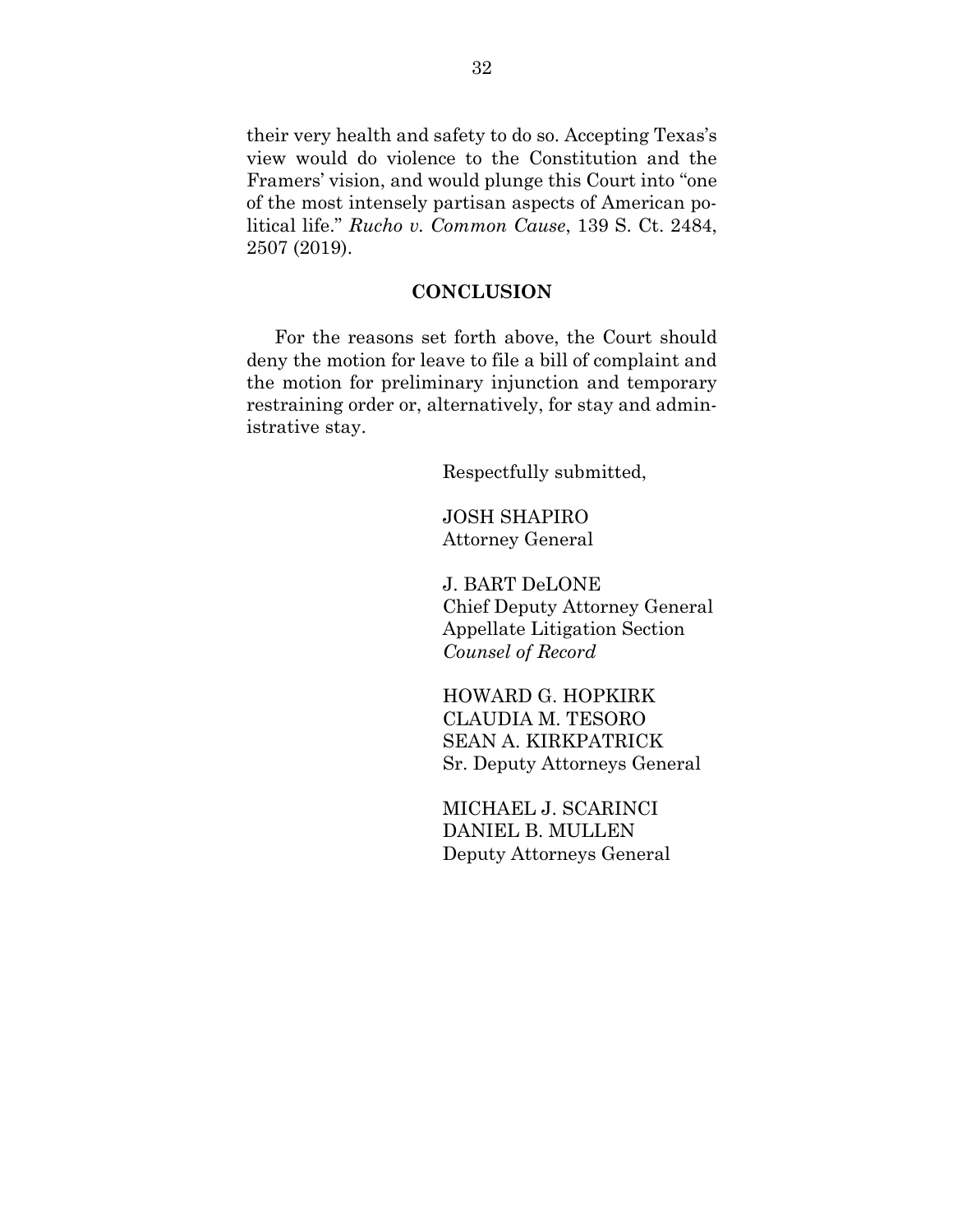their very health and safety to do so. Accepting Texas's view would do violence to the Constitution and the Framers' vision, and would plunge this Court into "one of the most intensely partisan aspects of American political life." *Rucho v. Common Cause*, 139 S. Ct. 2484, 2507 (2019).

## CONCLUSION

For the reasons set forth above, the Court should deny the motion for leave to file a bill of complaint and the motion for preliminary injunction and temporary restraining order or, alternatively, for stay and administrative stay.

Respectfully submitted,

JOSH SHAPIRO
Attorney General

J. BART DeLONE
Chief Deputy Attorney General
Appellate Litigation Section
*Counsel of Record*

HOWARD G. HOPKIRK
CLAUDIA M. TESORO
SEAN A. KIRKPATRICK
Sr. Deputy Attorneys General

MICHAEL J. SCARINCI
DANIEL B. MULLEN
Deputy Attorneys General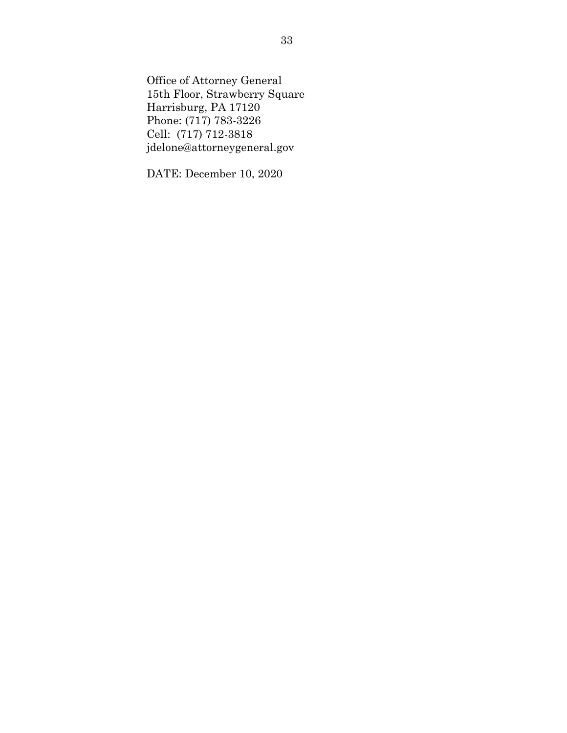Office of Attorney General
15th Floor, Strawberry Square
Harrisburg, PA 17120
Phone: (717) 783-3226
Cell: (717) 712-3818
jdelone@attorneygeneral.gov

DATE: December 10, 2020